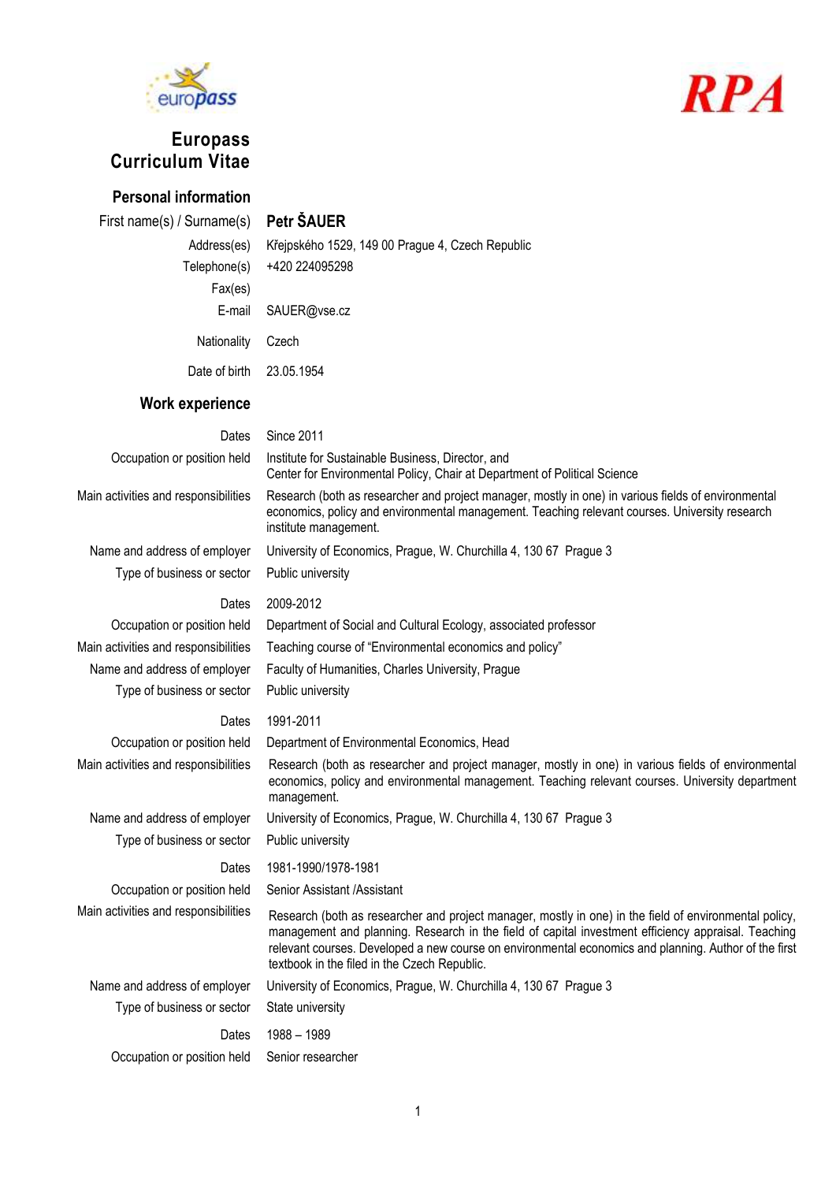europass

RPA

# Europass Curriculum Vitae

## Personal information

| | |
|---|---|
| First name(s) / Surname(s) | **Petr ŠAUER** |
| Address(es) | Křejpského 1529, 149 00 Prague 4, Czech Republic |
| Telephone(s) | +420 224095298 |
| Fax(es) | |
| E-mail | SAUER@vse.cz |
| Nationality | Czech |
| Date of birth | 23.05.1954 |

## Work experience

| | |
|---|---|
| Dates | Since 2011 |
| Occupation or position held | Institute for Sustainable Business, Director, and<br>Center for Environmental Policy, Chair at Department of Political Science |
| Main activities and responsibilities | Research (both as researcher and project manager, mostly in one) in various fields of environmental economics, policy and environmental management. Teaching relevant courses. University research institute management. |
| Name and address of employer | University of Economics, Prague, W. Churchilla 4, 130 67 Prague 3 |
| Type of business or sector | Public university |
| | |
| Dates | 2009-2012 |
| Occupation or position held | Department of Social and Cultural Ecology, associated professor |
| Main activities and responsibilities | Teaching course of "Environmental economics and policy" |
| Name and address of employer | Faculty of Humanities, Charles University, Prague |
| Type of business or sector | Public university |
| | |
| Dates | 1991-2011 |
| Occupation or position held | Department of Environmental Economics, Head |
| Main activities and responsibilities | Research (both as researcher and project manager, mostly in one) in various fields of environmental economics, policy and environmental management. Teaching relevant courses. University department management. |
| Name and address of employer | University of Economics, Prague, W. Churchilla 4, 130 67 Prague 3 |
| Type of business or sector | Public university |
| | |
| Dates | 1981-1990/1978-1981 |
| Occupation or position held | Senior Assistant /Assistant |
| Main activities and responsibilities | Research (both as researcher and project manager, mostly in one) in the field of environmental policy, management and planning. Research in the field of capital investment efficiency appraisal. Teaching relevant courses. Developed a new course on environmental economics and planning. Author of the first textbook in the filed in the Czech Republic. |
| Name and address of employer | University of Economics, Prague, W. Churchilla 4, 130 67 Prague 3 |
| Type of business or sector | State university |
| | |
| Dates | 1988 – 1989 |
| Occupation or position held | Senior researcher |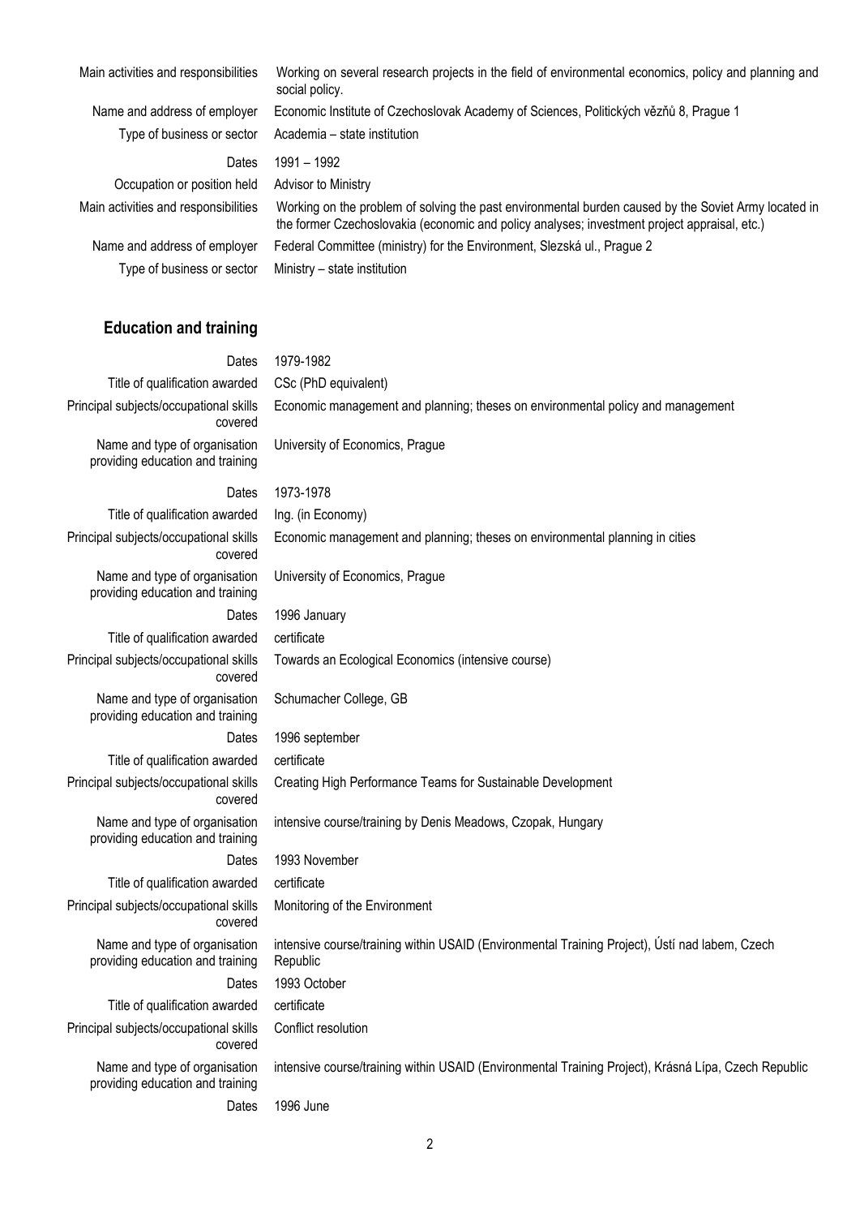| | |
|---|---|
| Main activities and responsibilities | Working on several research projects in the field of environmental economics, policy and planning and social policy. |
| Name and address of employer | Economic Institute of Czechoslovak Academy of Sciences, Politických vězňů 8, Prague 1 |
| Type of business or sector | Academia – state institution |
| Dates | 1991 – 1992 |
| Occupation or position held | Advisor to Ministry |
| Main activities and responsibilities | Working on the problem of solving the past environmental burden caused by the Soviet Army located in the former Czechoslovakia (economic and policy analyses; investment project appraisal, etc.) |
| Name and address of employer | Federal Committee (ministry) for the Environment, Slezská ul., Prague 2 |
| Type of business or sector | Ministry – state institution |

## Education and training

| | |
|---|---|
| Dates | 1979-1982 |
| Title of qualification awarded | CSc (PhD equivalent) |
| Principal subjects/occupational skills covered | Economic management and planning; theses on environmental policy and management |
| Name and type of organisation providing education and training | University of Economics, Prague |
| Dates | 1973-1978 |
| Title of qualification awarded | Ing. (in Economy) |
| Principal subjects/occupational skills covered | Economic management and planning; theses on environmental planning in cities |
| Name and type of organisation providing education and training | University of Economics, Prague |
| Dates | 1996 January |
| Title of qualification awarded | certificate |
| Principal subjects/occupational skills covered | Towards an Ecological Economics (intensive course) |
| Name and type of organisation providing education and training | Schumacher College, GB |
| Dates | 1996 september |
| Title of qualification awarded | certificate |
| Principal subjects/occupational skills covered | Creating High Performance Teams for Sustainable Development |
| Name and type of organisation providing education and training | intensive course/training by Denis Meadows, Czopak, Hungary |
| Dates | 1993 November |
| Title of qualification awarded | certificate |
| Principal subjects/occupational skills covered | Monitoring of the Environment |
| Name and type of organisation providing education and training | intensive course/training within USAID (Environmental Training Project), Ústí nad labem, Czech Republic |
| Dates | 1993 October |
| Title of qualification awarded | certificate |
| Principal subjects/occupational skills covered | Conflict resolution |
| Name and type of organisation providing education and training | intensive course/training within USAID (Environmental Training Project), Krásná Lípa, Czech Republic |
| Dates | 1996 June |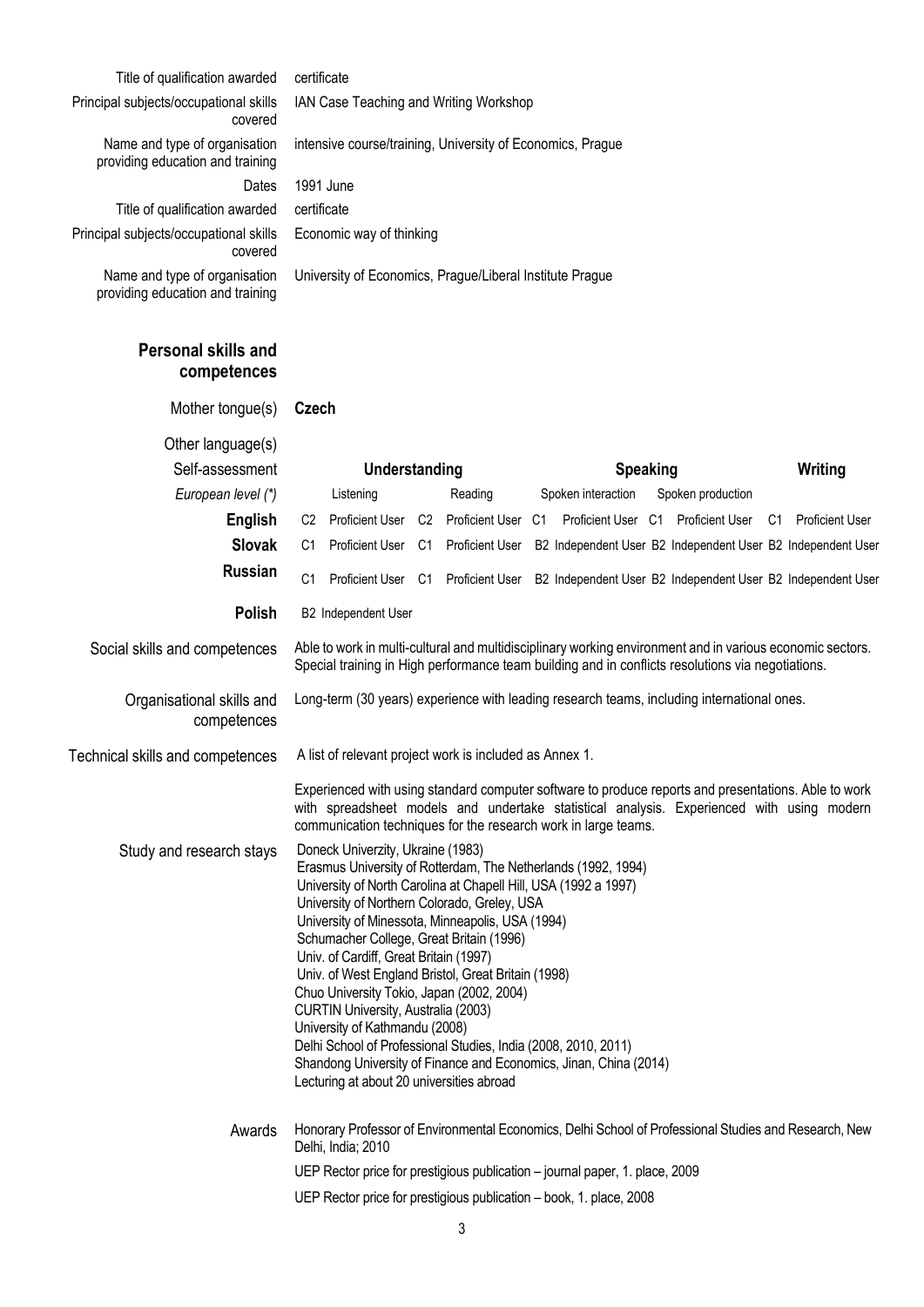| | |
|---|---|
| Title of qualification awarded | certificate |
| Principal subjects/occupational skills covered | IAN Case Teaching and Writing Workshop |
| Name and type of organisation providing education and training | intensive course/training, University of Economics, Prague |
| Dates | 1991 June |
| Title of qualification awarded | certificate |
| Principal subjects/occupational skills covered | Economic way of thinking |
| Name and type of organisation providing education and training | University of Economics, Prague/Liberal Institute Prague |

## Personal skills and competences

Mother tongue(s) **Czech**

Other language(s)

| Self-assessment | Understanding | | Speaking | | Writing |
|---|---|---|---|---|---|
| *European level (\*)* | Listening | Reading | Spoken interaction | Spoken production | |
| **English** | C2 Proficient User | C2 Proficient User | C1 Proficient User | C1 Proficient User | C1 Proficient User |
| **Slovak** | C1 Proficient User | C1 Proficient User | B2 Independent User | B2 Independent User | B2 Independent User |
| **Russian** | C1 Proficient User | C1 Proficient User | B2 Independent User | B2 Independent User | B2 Independent User |
| **Polish** | B2 Independent User | | | | |

| | |
|---|---|
| Social skills and competences | Able to work in multi-cultural and multidisciplinary working environment and in various economic sectors. Special training in High performance team building and in conflicts resolutions via negotiations. |
| Organisational skills and competences | Long-term (30 years) experience with leading research teams, including international ones. |
| Technical skills and competences | A list of relevant project work is included as Annex 1.<br><br>Experienced with using standard computer software to produce reports and presentations. Able to work with spreadsheet models and undertake statistical analysis. Experienced with using modern communication techniques for the research work in large teams. |
| Study and research stays | Doneck Univerzity, Ukraine (1983)<br>Erasmus University of Rotterdam, The Netherlands (1992, 1994)<br>University of North Carolina at Chapell Hill, USA (1992 a 1997)<br>University of Northern Colorado, Greley, USA<br>University of Minessota, Minneapolis, USA (1994)<br>Schumacher College, Great Britain (1996)<br>Univ. of Cardiff, Great Britain (1997)<br>Univ. of West England Bristol, Great Britain (1998)<br>Chuo University Tokio, Japan (2002, 2004)<br>CURTIN University, Australia (2003)<br>University of Kathmandu (2008)<br>Delhi School of Professional Studies, India (2008, 2010, 2011)<br>Shandong University of Finance and Economics, Jinan, China (2014)<br>Lecturing at about 20 universities abroad |
| Awards | Honorary Professor of Environmental Economics, Delhi School of Professional Studies and Research, New Delhi, India; 2010<br><br>UEP Rector price for prestigious publication – journal paper, 1. place, 2009<br><br>UEP Rector price for prestigious publication – book, 1. place, 2008 |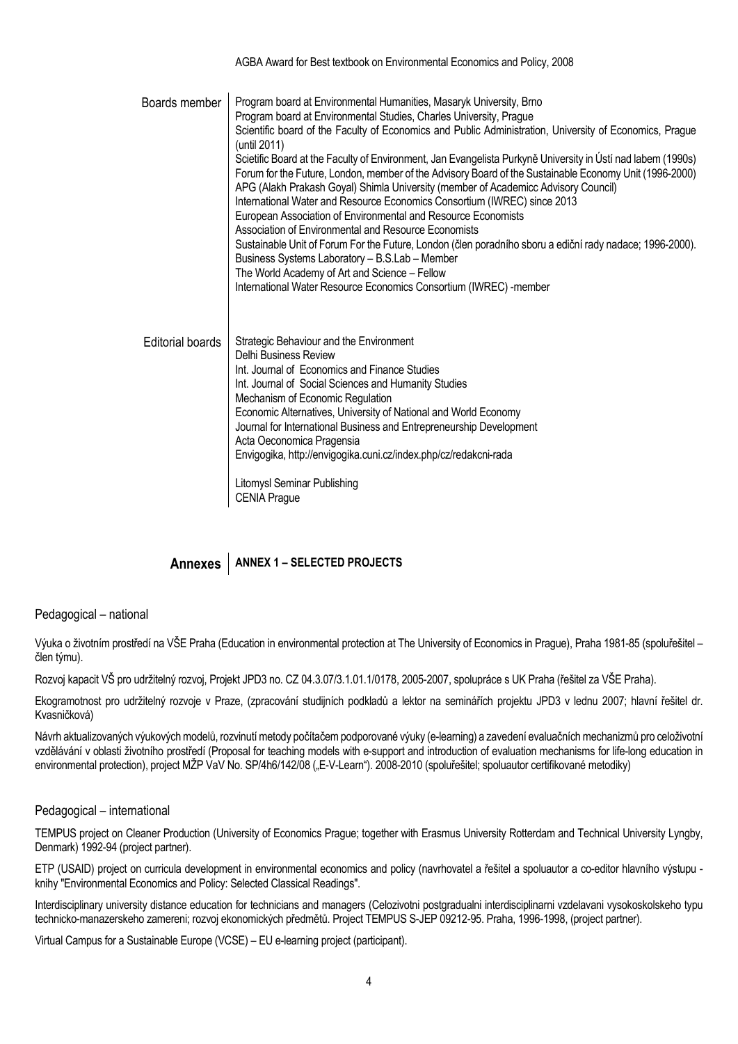AGBA Award for Best textbook on Environmental Economics and Policy, 2008

**Boards member**

Program board at Environmental Humanities, Masaryk University, Brno
Program board at Environmental Studies, Charles University, Prague
Scientific board of the Faculty of Economics and Public Administration, University of Economics, Prague (until 2011)
Scietific Board at the Faculty of Environment, Jan Evangelista Purkyně University in Ústí nad labem (1990s)
Forum for the Future, London, member of the Advisory Board of the Sustainable Economy Unit (1996-2000)
APG (Alakh Prakash Goyal) Shimla University (member of Academicc Advisory Council)
International Water and Resource Economics Consortium (IWREC) since 2013
European Association of Environmental and Resource Economists
Association of Environmental and Resource Economists
Sustainable Unit of Forum For the Future, London (člen poradního sboru a ediční rady nadace; 1996-2000).
Business Systems Laboratory – B.S.Lab – Member
The World Academy of Art and Science – Fellow
International Water Resource Economics Consortium (IWREC) -member

**Editorial boards**

Strategic Behaviour and the Environment
Delhi Business Review
Int. Journal of Economics and Finance Studies
Int. Journal of Social Sciences and Humanity Studies
Mechanism of Economic Regulation
Economic Alternatives, University of National and World Economy
Journal for International Business and Entrepreneurship Development
Acta Oeconomica Pragensia
Envigogika, http://envigogika.cuni.cz/index.php/cz/redakcni-rada

Litomysl Seminar Publishing
CENIA Prague

# Annexes

## ANNEX 1 – SELECTED PROJECTS

### Pedagogical – national

Výuka o životním prostředí na VŠE Praha (Education in environmental protection at The University of Economics in Prague), Praha 1981-85 (spoluřešitel – člen týmu).

Rozvoj kapacit VŠ pro udržitelný rozvoj, Projekt JPD3 no. CZ 04.3.07/3.1.01.1/0178, 2005-2007, spolupráce s UK Praha (řešitel za VŠE Praha).

Ekogramotnost pro udržitelný rozvoje v Praze, (zpracování studijních podkladů a lektor na seminářích projektu JPD3 v lednu 2007; hlavní řešitel dr. Kvasničková)

Návrh aktualizovaných výukových modelů, rozvinutí metody počítačem podporované výuky (e-learning) a zavedení evaluačních mechanizmů pro celoživotní vzdělávání v oblasti životního prostředí (Proposal for teaching models with e-support and introduction of evaluation mechanisms for life-long education in environmental protection), project MŽP VaV No. SP/4h6/142/08 („E-V-Learn"). 2008-2010 (spoluřešitel; spoluautor certifikované metodiky)

### Pedagogical – international

TEMPUS project on Cleaner Production (University of Economics Prague; together with Erasmus University Rotterdam and Technical University Lyngby, Denmark) 1992-94 (project partner).

ETP (USAID) project on curricula development in environmental economics and policy (navrhovatel a řešitel a spoluautor a co-editor hlavního výstupu - knihy "Environmental Economics and Policy: Selected Classical Readings".

Interdisciplinary university distance education for technicians and managers (Celozivotni postgradualni interdisciplinarni vzdelavani vysokoskolskeho typu technicko-manazerskeho zamereni; rozvoj ekonomických předmětů. Project TEMPUS S-JEP 09212-95. Praha, 1996-1998, (project partner).

Virtual Campus for a Sustainable Europe (VCSE) – EU e-learning project (participant).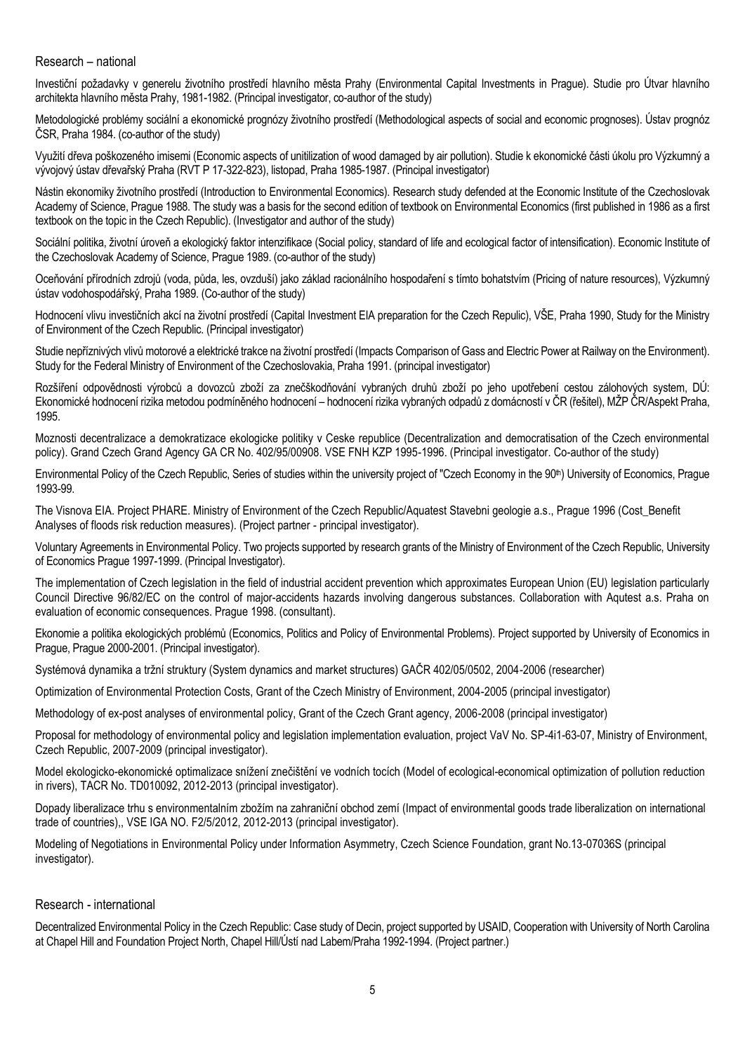## Research – national

Investiční požadavky v generelu životního prostředí hlavního města Prahy (Environmental Capital Investments in Prague). Studie pro Útvar hlavního architekta hlavního města Prahy, 1981-1982. (Principal investigator, co-author of the study)

Metodologické problémy sociální a ekonomické prognózy životního prostředí (Methodological aspects of social and economic prognoses). Ústav prognóz ČSR, Praha 1984. (co-author of the study)

Využití dřeva poškozeného imisemi (Economic aspects of unitilization of wood damaged by air pollution). Studie k ekonomické části úkolu pro Výzkumný a vývojový ústav dřevařský Praha (RVT P 17-322-823), listopad, Praha 1985-1987. (Principal investigator)

Nástin ekonomiky životního prostředí (Introduction to Environmental Economics). Research study defended at the Economic Institute of the Czechoslovak Academy of Science, Prague 1988. The study was a basis for the second edition of textbook on Environmental Economics (first published in 1986 as a first textbook on the topic in the Czech Republic). (Investigator and author of the study)

Sociální politika, životní úroveň a ekologický faktor intenzifikace (Social policy, standard of life and ecological factor of intensification). Economic Institute of the Czechoslovak Academy of Science, Prague 1989. (co-author of the study)

Oceňování přírodních zdrojů (voda, půda, les, ovzduší) jako základ racionálního hospodaření s tímto bohatstvím (Pricing of nature resources), Výzkumný ústav vodohospodářský, Praha 1989. (Co-author of the study)

Hodnocení vlivu investičních akcí na životní prostředí (Capital Investment EIA preparation for the Czech Repulic), VŠE, Praha 1990, Study for the Ministry of Environment of the Czech Republic. (Principal investigator)

Studie nepříznivých vlivů motorové a elektrické trakce na životní prostředí (Impacts Comparison of Gass and Electric Power at Railway on the Environment). Study for the Federal Ministry of Environment of the Czechoslovakia, Praha 1991. (principal investigator)

Rozšíření odpovědnosti výrobců a dovozců zboží za znečškodňování vybraných druhů zboží po jeho upotřebení cestou zálohových system, DÚ: Ekonomické hodnocení rizika metodou podmíněného hodnocení – hodnocení rizika vybraných odpadů z domácností v ČR (řešitel), MŽP ČR/Aspekt Praha, 1995.

Moznosti decentralizace a demokratizace ekologicke politiky v Ceske republice (Decentralization and democratisation of the Czech environmental policy). Grand Czech Grand Agency GA CR No. 402/95/00908. VSE FNH KZP 1995-1996. (Principal investigator. Co-author of the study)

Environmental Policy of the Czech Republic, Series of studies within the university project of "Czech Economy in the 90th) University of Economics, Prague 1993-99.

The Visnova EIA. Project PHARE. Ministry of Environment of the Czech Republic/Aquatest Stavebni geologie a.s., Prague 1996 (Cost_Benefit Analyses of floods risk reduction measures). (Project partner - principal investigator).

Voluntary Agreements in Environmental Policy. Two projects supported by research grants of the Ministry of Environment of the Czech Republic, University of Economics Prague 1997-1999. (Principal Investigator).

The implementation of Czech legislation in the field of industrial accident prevention which approximates European Union (EU) legislation particularly Council Directive 96/82/EC on the control of major-accidents hazards involving dangerous substances. Collaboration with Aqutest a.s. Praha on evaluation of economic consequences. Prague 1998. (consultant).

Ekonomie a politika ekologických problémů (Economics, Politics and Policy of Environmental Problems). Project supported by University of Economics in Prague, Prague 2000-2001. (Principal investigator).

Systémová dynamika a tržní struktury (System dynamics and market structures) GAČR 402/05/0502, 2004-2006 (researcher)

Optimization of Environmental Protection Costs, Grant of the Czech Ministry of Environment, 2004-2005 (principal investigator)

Methodology of ex-post analyses of environmental policy, Grant of the Czech Grant agency, 2006-2008 (principal investigator)

Proposal for methodology of environmental policy and legislation implementation evaluation, project VaV No. SP-4i1-63-07, Ministry of Environment, Czech Republic, 2007-2009 (principal investigator).

Model ekologicko-ekonomické optimalizace snížení znečištění ve vodních tocích (Model of ecological-economical optimization of pollution reduction in rivers), TACR No. TD010092, 2012-2013 (principal investigator).

Dopady liberalizace trhu s environmentalním zbožím na zahraniční obchod zemí (Impact of environmental goods trade liberalization on international trade of countries),, VSE IGA NO. F2/5/2012, 2012-2013 (principal investigator).

Modeling of Negotiations in Environmental Policy under Information Asymmetry, Czech Science Foundation, grant No.13-07036S (principal investigator).

## Research - international

Decentralized Environmental Policy in the Czech Republic: Case study of Decin, project supported by USAID, Cooperation with University of North Carolina at Chapel Hill and Foundation Project North, Chapel Hill/Ústí nad Labem/Praha 1992-1994. (Project partner.)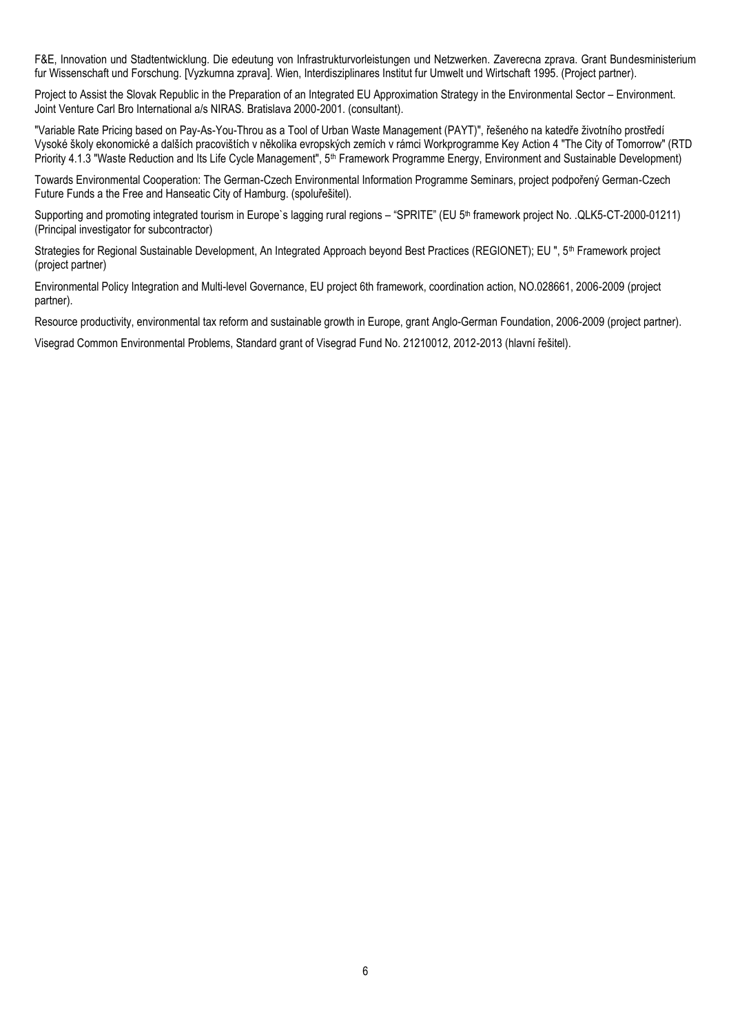F&E, Innovation und Stadtentwicklung. Die edeutung von Infrastrukturvorleistungen und Netzwerken. Zaverecna zprava. Grant Bundesministerium fur Wissenschaft und Forschung. [Vyzkumna zprava]. Wien, Interdisziplinares Institut fur Umwelt und Wirtschaft 1995. (Project partner).

Project to Assist the Slovak Republic in the Preparation of an Integrated EU Approximation Strategy in the Environmental Sector – Environment. Joint Venture Carl Bro International a/s NIRAS. Bratislava 2000-2001. (consultant).

"Variable Rate Pricing based on Pay-As-You-Throu as a Tool of Urban Waste Management (PAYT)", řešeného na katedře životního prostředí Vysoké školy ekonomické a dalších pracovištích v několika evropských zemích v rámci Workprogramme Key Action 4 "The City of Tomorrow" (RTD Priority 4.1.3 "Waste Reduction and Its Life Cycle Management", 5th Framework Programme Energy, Environment and Sustainable Development)

Towards Environmental Cooperation: The German-Czech Environmental Information Programme Seminars, project podpořený German-Czech Future Funds a the Free and Hanseatic City of Hamburg. (spoluřešitel).

Supporting and promoting integrated tourism in Europe`s lagging rural regions – "SPRITE" (EU 5th framework project No. .QLK5-CT-2000-01211) (Principal investigator for subcontractor)

Strategies for Regional Sustainable Development, An Integrated Approach beyond Best Practices (REGIONET); EU ", 5th Framework project (project partner)

Environmental Policy Integration and Multi-level Governance, EU project 6th framework, coordination action, NO.028661, 2006-2009 (project partner).

Resource productivity, environmental tax reform and sustainable growth in Europe, grant Anglo-German Foundation, 2006-2009 (project partner).

Visegrad Common Environmental Problems, Standard grant of Visegrad Fund No. 21210012, 2012-2013 (hlavní řešitel).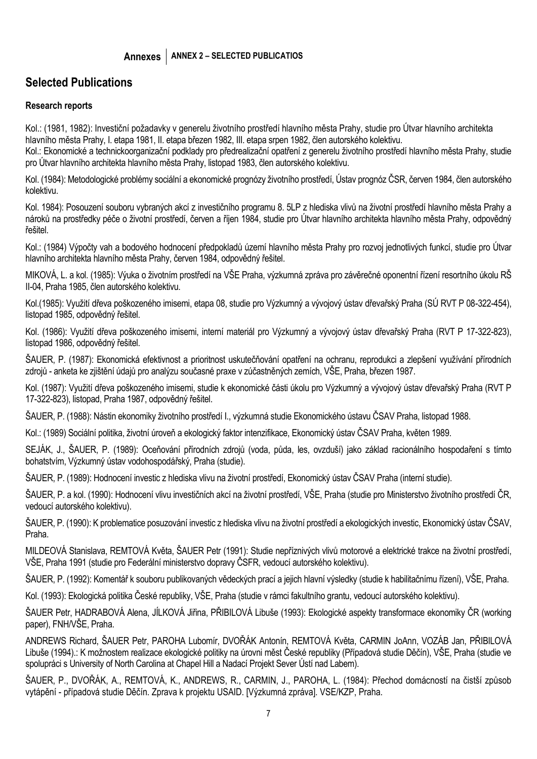## Selected Publications

### Research reports

Kol.: (1981, 1982): Investiční požadavky v generelu životního prostředí hlavního města Prahy, studie pro Útvar hlavního architekta hlavního města Prahy, I. etapa 1981, II. etapa březen 1982, III. etapa srpen 1982, člen autorského kolektivu.
Kol.: Ekonomické a technickoorganizační podklady pro předrealizační opatření z generelu životního prostředí hlavního města Prahy, studie pro Útvar hlavního architekta hlavního města Prahy, listopad 1983, člen autorského kolektivu.

Kol. (1984): Metodologické problémy sociální a ekonomické prognózy životního prostředí, Ústav prognóz ČSR, červen 1984, člen autorského kolektivu.

Kol. 1984): Posouzení souboru vybraných akcí z investičního programu 8. 5LP z hlediska vlivů na životní prostředí hlavního města Prahy a nároků na prostředky péče o životní prostředí, červen a říjen 1984, studie pro Útvar hlavního architekta hlavního města Prahy, odpovědný řešitel.

Kol.: (1984) Výpočty vah a bodového hodnocení předpokladů území hlavního města Prahy pro rozvoj jednotlivých funkcí, studie pro Útvar hlavního architekta hlavního města Prahy, červen 1984, odpovědný řešitel.

MIKOVÁ, L. a kol. (1985): Výuka o životním prostředí na VŠE Praha, výzkumná zpráva pro závěrečné oponentní řízení resortního úkolu RŠ II-04, Praha 1985, člen autorského kolektivu.

Kol.(1985): Využití dřeva poškozeného imisemi, etapa 08, studie pro Výzkumný a vývojový ústav dřevařský Praha (SÚ RVT P 08-322-454), listopad 1985, odpovědný řešitel.

Kol. (1986): Využití dřeva poškozeného imisemi, interní materiál pro Výzkumný a vývojový ústav dřevařský Praha (RVT P 17-322-823), listopad 1986, odpovědný řešitel.

ŠAUER, P. (1987): Ekonomická efektivnost a prioritnost uskutečňování opatření na ochranu, reprodukci a zlepšení využívání přírodních zdrojů - anketa ke zjištění údajů pro analýzu současné praxe v zúčastněných zemích, VŠE, Praha, březen 1987.

Kol. (1987): Využití dřeva poškozeného imisemi, studie k ekonomické části úkolu pro Výzkumný a vývojový ústav dřevařský Praha (RVT P 17-322-823), listopad, Praha 1987, odpovědný řešitel.

ŠAUER, P. (1988): Nástin ekonomiky životního prostředí I., výzkumná studie Ekonomického ústavu ČSAV Praha, listopad 1988.

Kol.: (1989) Sociální politika, životní úroveň a ekologický faktor intenzifikace, Ekonomický ústav ČSAV Praha, květen 1989.

SEJÁK, J., ŠAUER, P. (1989): Oceňování přírodních zdrojů (voda, půda, les, ovzduší) jako základ racionálního hospodaření s tímto bohatstvím, Výzkumný ústav vodohospodářský, Praha (studie).

ŠAUER, P. (1989): Hodnocení investic z hlediska vlivu na životní prostředí, Ekonomický ústav ČSAV Praha (interní studie).

ŠAUER, P. a kol. (1990): Hodnocení vlivu investičních akcí na životní prostředí, VŠE, Praha (studie pro Ministerstvo životního prostředí ČR, vedoucí autorského kolektivu).

ŠAUER, P. (1990): K problematice posuzování investic z hlediska vlivu na životní prostředí a ekologických investic, Ekonomický ústav ČSAV, Praha.

MILDEOVÁ Stanislava, REMTOVÁ Květa, ŠAUER Petr (1991): Studie nepříznivých vlivů motorové a elektrické trakce na životní prostředí, VŠE, Praha 1991 (studie pro Federální ministerstvo dopravy ČSFR, vedoucí autorského kolektivu).

ŠAUER, P. (1992): Komentář k souboru publikovaných vědeckých prací a jejich hlavní výsledky (studie k habilitačnímu řízení), VŠE, Praha.

Kol. (1993): Ekologická politika České republiky, VŠE, Praha (studie v rámci fakultního grantu, vedoucí autorského kolektivu).

ŠAUER Petr, HADRABOVÁ Alena, JÍLKOVÁ Jiřina, PŘIBILOVÁ Libuše (1993): Ekologické aspekty transformace ekonomiky ČR (working paper), FNH/VŠE, Praha.

ANDREWS Richard, ŠAUER Petr, PAROHA Lubomír, DVOŘÁK Antonín, REMTOVÁ Květa, CARMIN JoAnn, VOZÁB Jan, PŘIBILOVÁ Libuše (1994).: K možnostem realizace ekologické politiky na úrovni měst České republiky (Případová studie Děčín), VŠE, Praha (studie ve spolupráci s University of North Carolina at Chapel Hill a Nadací Projekt Sever Ústí nad Labem).

ŠAUER, P., DVOŘÁK, A., REMTOVÁ, K., ANDREWS, R., CARMIN, J., PAROHA, L. (1984): Přechod domácností na čistší způsob vytápění - případová studie Děčín. Zpráva k projektu USAID. [Výzkumná zpráva]. VSE/KZP, Praha.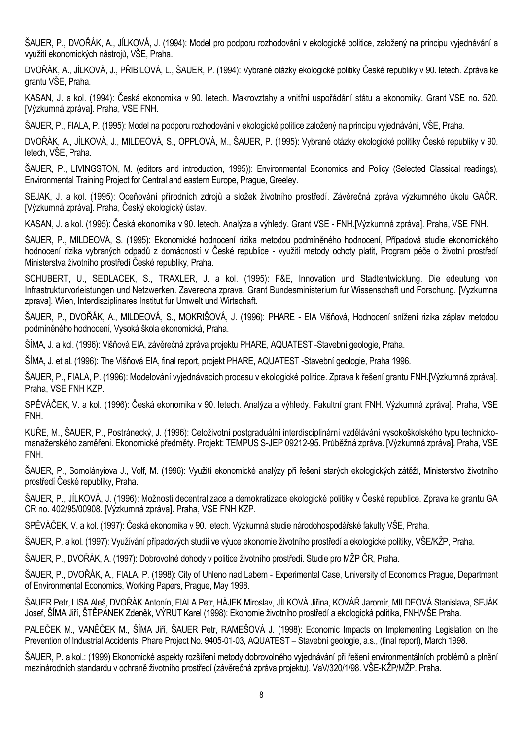ŠAUER, P., DVOŘÁK, A., JÍLKOVÁ, J. (1994): Model pro podporu rozhodování v ekologické politice, založený na principu vyjednávání a využití ekonomických nástrojů, VŠE, Praha.

DVOŘÁK, A., JÍLKOVÁ, J., PŘIBILOVÁ, L., ŠAUER, P. (1994): Vybrané otázky ekologické politiky České republiky v 90. letech. Zpráva ke grantu VŠE, Praha.

KASAN, J. a kol. (1994): Česká ekonomika v 90. letech. Makrovztahy a vnitřní uspořádání státu a ekonomiky. Grant VSE no. 520. [Výzkumná zpráva]. Praha, VSE FNH.

ŠAUER, P., FIALA, P. (1995): Model na podporu rozhodování v ekologické politice založený na principu vyjednávání, VŠE, Praha.

DVOŘÁK, A., JÍLKOVÁ, J., MILDEOVÁ, S., OPPLOVÁ, M., ŠAUER, P. (1995): Vybrané otázky ekologické politiky České republiky v 90. letech, VŠE, Praha.

ŠAUER, P., LIVINGSTON, M. (editors and introduction, 1995)): Environmental Economics and Policy (Selected Classical readings), Environmental Training Project for Central and eastern Europe, Prague, Greeley.

SEJAK, J. a kol. (1995): Oceňování přírodních zdrojů a složek životního prostředí. Závěrečná zpráva výzkumného úkolu GAČR. [Výzkumná zpráva]. Praha, Český ekologický ústav.

KASAN, J. a kol. (1995): Česká ekonomika v 90. letech. Analýza a výhledy. Grant VSE - FNH.[Výzkumná zpráva]. Praha, VSE FNH.

ŠAUER, P., MILDEOVÁ, S. (1995): Ekonomické hodnocení rizika metodou podmíněného hodnocení, Případová studie ekonomického hodnocení rizika vybraných odpadů z domácností v České republice - využití metody ochoty platit, Program péče o životní prostředí Ministerstva životního prostředí České republiky, Praha.

SCHUBERT, U., SEDLACEK, S., TRAXLER, J. a kol. (1995): F&E, Innovation und Stadtentwicklung. Die edeutung von Infrastrukturvorleistungen und Netzwerken. Zaverecna zprava. Grant Bundesministerium fur Wissenschaft und Forschung. [Vyzkumna zprava]. Wien, Interdisziplinares Institut fur Umwelt und Wirtschaft.

ŠAUER, P., DVOŘÁK, A., MILDEOVÁ, S., MOKRIŠOVÁ, J. (1996): PHARE - EIA Višňová, Hodnocení snížení rizika záplav metodou podmíněného hodnocení, Vysoká škola ekonomická, Praha.

ŠÍMA, J. a kol. (1996): Višňová EIA, závěrečná zpráva projektu PHARE, AQUATEST -Stavební geologie, Praha.

ŠÍMA, J. et al. (1996): The Višňová EIA, final report, projekt PHARE, AQUATEST -Stavební geologie, Praha 1996.

ŠAUER, P., FIALA, P. (1996): Modelování vyjednávacích procesu v ekologické politice. Zprava k řešení grantu FNH.[Výzkumná zpráva]. Praha, VSE FNH KZP.

SPĚVÁČEK, V. a kol. (1996): Česká ekonomika v 90. letech. Analýza a výhledy. Fakultní grant FNH. Výzkumná zpráva]. Praha, VSE FNH.

KUŘE, M., ŠAUER, P., Postránecký, J. (1996): Celoživotní postgraduální interdisciplinární vzdělávání vysokoškolského typu technicko-manažerského zaměřeni. Ekonomické předměty. Projekt: TEMPUS S-JEP 09212-95. Průběžná zpráva. [Výzkumná zpráva]. Praha, VSE FNH.

ŠAUER, P., Somolányiova J., Volf, M. (1996): Využití ekonomické analýzy při řešení starých ekologických zátěží, Ministerstvo životního prostředí České republiky, Praha.

ŠAUER, P., JÍLKOVÁ, J. (1996): Možnosti decentralizace a demokratizace ekologické politiky v České republice. Zprava ke grantu GA CR no. 402/95/00908. [Výzkumná zpráva]. Praha, VSE FNH KZP.

SPĚVÁČEK, V. a kol. (1997): Česká ekonomika v 90. letech. Výzkumná studie národohospodářské fakulty VŠE, Praha.

ŠAUER, P. a kol. (1997): Využívání případových studií ve výuce ekonomie životního prostředí a ekologické politiky, VŠE/KŽP, Praha.

ŠAUER, P., DVOŘÁK, A. (1997): Dobrovolné dohody v politice životního prostředí. Studie pro MŽP ČR, Praha.

ŠAUER, P., DVOŘÁK, A., FIALA, P. (1998): City of Uhleno nad Labem - Experimental Case, University of Economics Prague, Department of Environmental Economics, Working Papers, Prague, May 1998.

ŠAUER Petr, LISA Aleš, DVOŘÁK Antonín, FIALA Petr, HÁJEK Miroslav, JÍLKOVÁ Jiřina, KOVÁŘ Jaromír, MILDEOVÁ Stanislava, SEJÁK Josef, ŠÍMA Jiří, ŠTĚPÁNEK Zdeněk, VÝRUT Karel (1998): Ekonomie životního prostředí a ekologická politika, FNH/VŠE Praha.

PALEČEK M., VANĚČEK M., ŠÍMA Jiří, ŠAUER Petr, RAMEŠOVÁ J. (1998): Economic Impacts on Implementing Legislation on the Prevention of Industrial Accidents, Phare Project No. 9405-01-03, AQUATEST – Stavební geologie, a.s., (final report), March 1998.

ŠAUER, P. a kol.: (1999) Ekonomické aspekty rozšíření metody dobrovolného vyjednávání při řešení environmentálních problémů a plnění mezinárodních standardu v ochraně životního prostředí (závěrečná zpráva projektu). VaV/320/1/98. VŠE-KŽP/MŽP. Praha.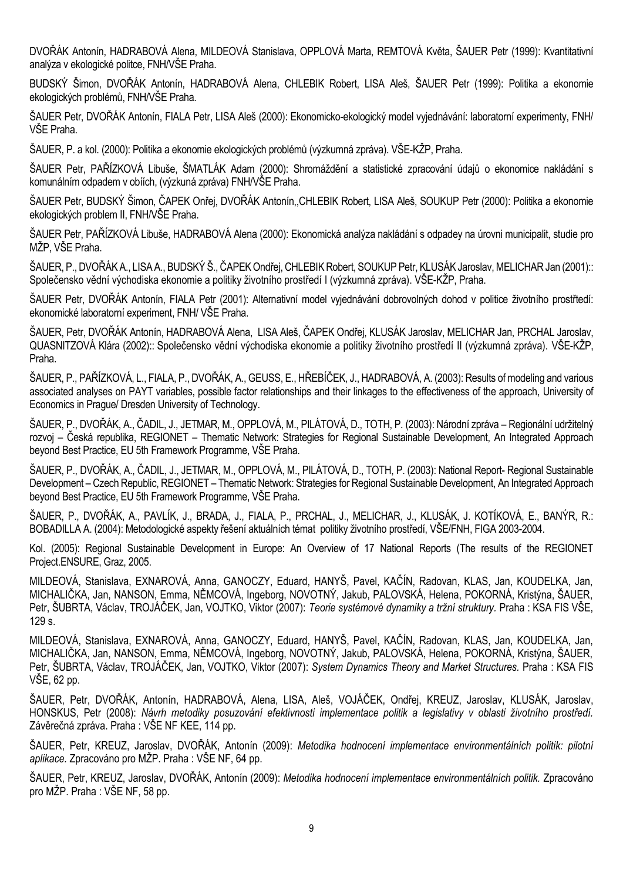DVOŘÁK Antonín, HADRABOVÁ Alena, MILDEOVÁ Stanislava, OPPLOVÁ Marta, REMTOVÁ Květa, ŠAUER Petr (1999): Kvantitativní analýza v ekologické politce, FNH/VŠE Praha.

BUDSKÝ Šimon, DVOŘÁK Antonín, HADRABOVÁ Alena, CHLEBIK Robert, LISA Aleš, ŠAUER Petr (1999): Politika a ekonomie ekologických problémů, FNH/VŠE Praha.

ŠAUER Petr, DVOŘÁK Antonín, FIALA Petr, LISA Aleš (2000): Ekonomicko-ekologický model vyjednávání: laboratorní experimenty, FNH/ VŠE Praha.

ŠAUER, P. a kol. (2000): Politika a ekonomie ekologických problémů (výzkumná zpráva). VŠE-KŽP, Praha.

ŠAUER Petr, PAŘÍZKOVÁ Libuše, ŠMATLÁK Adam (2000): Shromáždění a statistické zpracování údajů o ekonomice nakládání s komunálním odpadem v obiích, (výzkuná zpráva) FNH/VŠE Praha.

ŠAUER Petr, BUDSKÝ Šimon, ČAPEK Onřej, DVOŘÁK Antonín,,CHLEBIK Robert, LISA Aleš, SOUKUP Petr (2000): Politika a ekonomie ekologických problem II, FNH/VŠE Praha.

ŠAUER Petr, PAŘÍZKOVÁ Libuše, HADRABOVÁ Alena (2000): Ekonomická analýza nakládání s odpadey na úrovni municipalit, studie pro MŽP, VŠE Praha.

ŠAUER, P., DVOŘÁK A., LISA A., BUDSKÝ Š., ČAPEK Ondřej, CHLEBIK Robert, SOUKUP Petr, KLUSÁK Jaroslav, MELICHAR Jan (2001):: Společensko vědní východiska ekonomie a politiky životního prostředí I (výzkumná zpráva). VŠE-KŽP, Praha.

ŠAUER Petr, DVOŘÁK Antonín, FIALA Petr (2001): Alternativní model vyjednávání dobrovolných dohod v politice životního prostředí: ekonomické laboratorní experiment, FNH/ VŠE Praha.

ŠAUER, Petr, DVOŘÁK Antonín, HADRABOVÁ Alena, LISA Aleš, ČAPEK Ondřej, KLUSÁK Jaroslav, MELICHAR Jan, PRCHAL Jaroslav, QUASNITZOVÁ Klára (2002):: Společensko vědní východiska ekonomie a politiky životního prostředí II (výzkumná zpráva). VŠE-KŽP, Praha.

ŠAUER, P., PAŘÍZKOVÁ, L., FIALA, P., DVOŘÁK, A., GEUSS, E., HŘEBÍČEK, J., HADRABOVÁ, A. (2003): Results of modeling and various associated analyses on PAYT variables, possible factor relationships and their linkages to the effectiveness of the approach, University of Economics in Prague/ Dresden University of Technology.

ŠAUER, P., DVOŘÁK, A., ČADIL, J., JETMAR, M., OPPLOVÁ, M., PILÁTOVÁ, D., TOTH, P. (2003): Národní zpráva – Regionální udržitelný rozvoj – Česká republika, REGIONET – Thematic Network: Strategies for Regional Sustainable Development, An Integrated Approach beyond Best Practice, EU 5th Framework Programme, VŠE Praha.

ŠAUER, P., DVOŘÁK, A., ČADIL, J., JETMAR, M., OPPLOVÁ, M., PILÁTOVÁ, D., TOTH, P. (2003): National Report- Regional Sustainable Development – Czech Republic, REGIONET – Thematic Network: Strategies for Regional Sustainable Development, An Integrated Approach beyond Best Practice, EU 5th Framework Programme, VŠE Praha.

ŠAUER, P., DVOŘÁK, A., PAVLÍK, J., BRADA, J., FIALA, P., PRCHAL, J., MELICHAR, J., KLUSÁK, J. KOTÍKOVÁ, E., BANÝR, R.: BOBADILLA A. (2004): Metodologické aspekty řešení aktuálních témat politiky životního prostředí, VŠE/FNH, FIGA 2003-2004.

Kol. (2005): Regional Sustainable Development in Europe: An Overview of 17 National Reports (The results of the REGIONET Project.ENSURE, Graz, 2005.

MILDEOVÁ, Stanislava, EXNAROVÁ, Anna, GANOCZY, Eduard, HANYŠ, Pavel, KAČÍN, Radovan, KLAS, Jan, KOUDELKA, Jan, MICHALIČKA, Jan, NANSON, Emma, NĚMCOVÁ, Ingeborg, NOVOTNÝ, Jakub, PALOVSKÁ, Helena, POKORNÁ, Kristýna, ŠAUER, Petr, ŠUBRTA, Václav, TROJÁČEK, Jan, VOJTKO, Viktor (2007): *Teorie systémové dynamiky a tržní struktury.* Praha : KSA FIS VŠE, 129 s.

MILDEOVÁ, Stanislava, EXNAROVÁ, Anna, GANOCZY, Eduard, HANYŠ, Pavel, KAČÍN, Radovan, KLAS, Jan, KOUDELKA, Jan, MICHALIČKA, Jan, NANSON, Emma, NĚMCOVÁ, Ingeborg, NOVOTNÝ, Jakub, PALOVSKÁ, Helena, POKORNÁ, Kristýna, ŠAUER, Petr, ŠUBRTA, Václav, TROJÁČEK, Jan, VOJTKO, Viktor (2007): *System Dynamics Theory and Market Structures.* Praha : KSA FIS VŠE, 62 pp.

ŠAUER, Petr, DVOŘÁK, Antonín, HADRABOVÁ, Alena, LISA, Aleš, VOJÁČEK, Ondřej, KREUZ, Jaroslav, KLUSÁK, Jaroslav, HONSKUS, Petr (2008): *Návrh metodiky posuzování efektivnosti implementace politik a legislativy v oblasti životního prostředí.* Závěrečná zpráva. Praha : VŠE NF KEE, 114 pp.

ŠAUER, Petr, KREUZ, Jaroslav, DVOŘÁK, Antonín (2009): *Metodika hodnocení implementace environmentálních politik: pilotní aplikace.* Zpracováno pro MŽP. Praha : VŠE NF, 64 pp.

ŠAUER, Petr, KREUZ, Jaroslav, DVOŘÁK, Antonín (2009): *Metodika hodnocení implementace environmentálních politik.* Zpracováno pro MŽP. Praha : VŠE NF, 58 pp.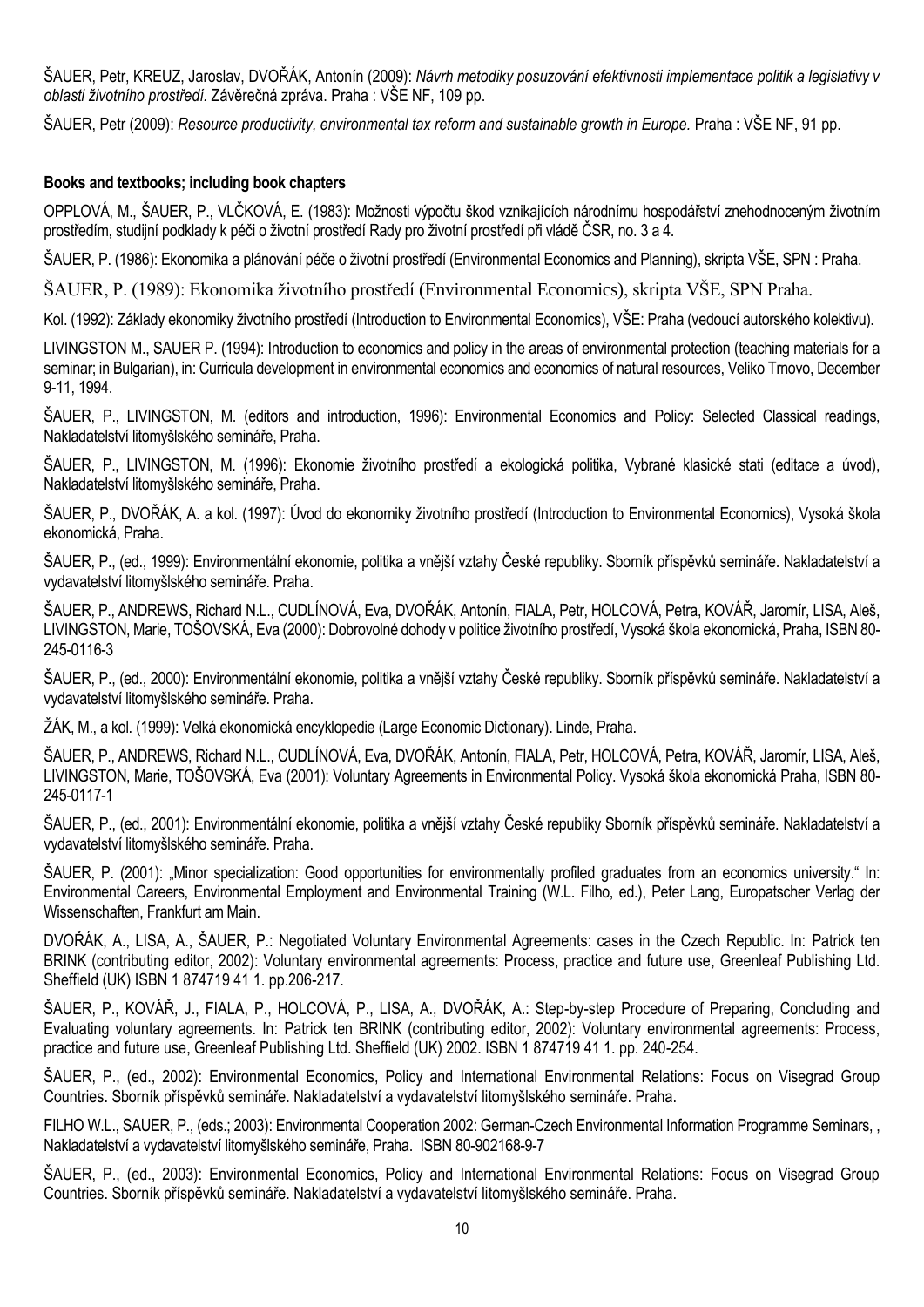ŠAUER, Petr, KREUZ, Jaroslav, DVOŘÁK, Antonín (2009): *Návrh metodiky posuzování efektivnosti implementace politik a legislativy v oblasti životního prostředí*. Závěrečná zpráva. Praha : VŠE NF, 109 pp.

ŠAUER, Petr (2009): *Resource productivity, environmental tax reform and sustainable growth in Europe.* Praha : VŠE NF, 91 pp.

**Books and textbooks; including book chapters**

OPPLOVÁ, M., ŠAUER, P., VLČKOVÁ, E. (1983): Možnosti výpočtu škod vznikajících národnímu hospodářství znehodnoceným životním prostředím, studijní podklady k péči o životní prostředí Rady pro životní prostředí při vládě ČSR, no. 3 a 4.

ŠAUER, P. (1986): Ekonomika a plánování péče o životní prostředí (Environmental Economics and Planning), skripta VŠE, SPN : Praha.

ŠAUER, P. (1989): Ekonomika životního prostředí (Environmental Economics), skripta VŠE, SPN Praha.

Kol. (1992): Základy ekonomiky životního prostředí (Introduction to Environmental Economics), VŠE: Praha (vedoucí autorského kolektivu).

LIVINGSTON M., SAUER P. (1994): Introduction to economics and policy in the areas of environmental protection (teaching materials for a seminar; in Bulgarian), in: Curricula development in environmental economics and economics of natural resources, Veliko Trnovo, December 9-11, 1994.

ŠAUER, P., LIVINGSTON, M. (editors and introduction, 1996): Environmental Economics and Policy: Selected Classical readings, Nakladatelství litomyšlského semináře, Praha.

ŠAUER, P., LIVINGSTON, M. (1996): Ekonomie životního prostředí a ekologická politika, Vybrané klasické stati (editace a úvod), Nakladatelství litomyšlského semináře, Praha.

ŠAUER, P., DVOŘÁK, A. a kol. (1997): Úvod do ekonomiky životního prostředí (Introduction to Environmental Economics), Vysoká škola ekonomická, Praha.

ŠAUER, P., (ed., 1999): Environmentální ekonomie, politika a vnější vztahy České republiky. Sborník příspěvků semináře. Nakladatelství a vydavatelství litomyšlského semináře. Praha.

ŠAUER, P., ANDREWS, Richard N.L., CUDLÍNOVÁ, Eva, DVOŘÁK, Antonín, FIALA, Petr, HOLCOVÁ, Petra, KOVÁŘ, Jaromír, LISA, Aleš, LIVINGSTON, Marie, TOŠOVSKÁ, Eva (2000): Dobrovolné dohody v politice životního prostředí, Vysoká škola ekonomická, Praha, ISBN 80-245-0116-3

ŠAUER, P., (ed., 2000): Environmentální ekonomie, politika a vnější vztahy České republiky. Sborník příspěvků semináře. Nakladatelství a vydavatelství litomyšlského semináře. Praha.

ŽÁK, M., a kol. (1999): Velká ekonomická encyklopedie (Large Economic Dictionary). Linde, Praha.

ŠAUER, P., ANDREWS, Richard N.L., CUDLÍNOVÁ, Eva, DVOŘÁK, Antonín, FIALA, Petr, HOLCOVÁ, Petra, KOVÁŘ, Jaromír, LISA, Aleš, LIVINGSTON, Marie, TOŠOVSKÁ, Eva (2001): Voluntary Agreements in Environmental Policy. Vysoká škola ekonomická Praha, ISBN 80-245-0117-1

ŠAUER, P., (ed., 2001): Environmentální ekonomie, politika a vnější vztahy České republiky Sborník příspěvků semináře. Nakladatelství a vydavatelství litomyšlského semináře. Praha.

ŠAUER, P. (2001): „Minor specialization: Good opportunities for environmentally profiled graduates from an economics university." In: Environmental Careers, Environmental Employment and Environmental Training (W.L. Filho, ed.), Peter Lang, Europatscher Verlag der Wissenschaften, Frankfurt am Main.

DVOŘÁK, A., LISA, A., ŠAUER, P.: Negotiated Voluntary Environmental Agreements: cases in the Czech Republic. In: Patrick ten BRINK (contributing editor, 2002): Voluntary environmental agreements: Process, practice and future use, Greenleaf Publishing Ltd. Sheffield (UK) ISBN 1 874719 41 1. pp.206-217.

ŠAUER, P., KOVÁŘ, J., FIALA, P., HOLCOVÁ, P., LISA, A., DVOŘÁK, A.: Step-by-step Procedure of Preparing, Concluding and Evaluating voluntary agreements. In: Patrick ten BRINK (contributing editor, 2002): Voluntary environmental agreements: Process, practice and future use, Greenleaf Publishing Ltd. Sheffield (UK) 2002. ISBN 1 874719 41 1. pp. 240-254.

ŠAUER, P., (ed., 2002): Environmental Economics, Policy and International Environmental Relations: Focus on Visegrad Group Countries. Sborník příspěvků semináře. Nakladatelství a vydavatelství litomyšlského semináře. Praha.

FILHO W.L., SAUER, P., (eds.; 2003): Environmental Cooperation 2002: German-Czech Environmental Information Programme Seminars, , Nakladatelství a vydavatelství litomyšlského semináře, Praha. ISBN 80-902168-9-7

ŠAUER, P., (ed., 2003): Environmental Economics, Policy and International Environmental Relations: Focus on Visegrad Group Countries. Sborník příspěvků semináře. Nakladatelství a vydavatelství litomyšlského semináře. Praha.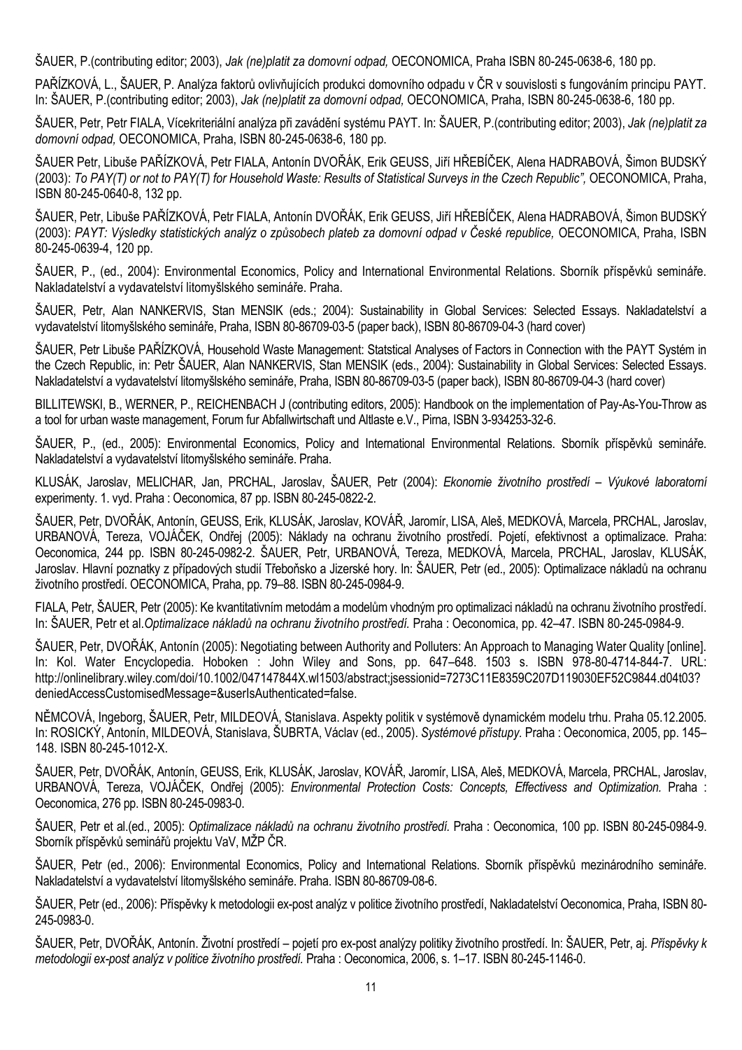ŠAUER, P.(contributing editor; 2003), *Jak (ne)platit za domovní odpad,* OECONOMICA, Praha ISBN 80-245-0638-6, 180 pp.

PAŘÍZKOVÁ, L., ŠAUER, P. Analýza faktorů ovlivňujících produkci domovního odpadu v ČR v souvislosti s fungováním principu PAYT. In: ŠAUER, P.(contributing editor; 2003), *Jak (ne)platit za domovní odpad,* OECONOMICA, Praha, ISBN 80-245-0638-6, 180 pp.

ŠAUER, Petr, Petr FIALA, Vícekriteriální analýza při zavádění systému PAYT. In: ŠAUER, P.(contributing editor; 2003), *Jak (ne)platit za domovní odpad,* OECONOMICA, Praha, ISBN 80-245-0638-6, 180 pp.

ŠAUER Petr, Libuše PAŘÍZKOVÁ, Petr FIALA, Antonín DVOŘÁK, Erik GEUSS, Jiří HŘEBÍČEK, Alena HADRABOVÁ, Šimon BUDSKÝ (2003): *To PAY(T) or not to PAY(T) for Household Waste: Results of Statistical Surveys in the Czech Republic",* OECONOMICA, Praha, ISBN 80-245-0640-8, 132 pp.

ŠAUER, Petr, Libuše PAŘÍZKOVÁ, Petr FIALA, Antonín DVOŘÁK, Erik GEUSS, Jiří HŘEBÍČEK, Alena HADRABOVÁ, Šimon BUDSKÝ (2003): *PAYT: Výsledky statistických analýz o způsobech plateb za domovní odpad v České republice,* OECONOMICA, Praha, ISBN 80-245-0639-4, 120 pp.

ŠAUER, P., (ed., 2004): Environmental Economics, Policy and International Environmental Relations. Sborník příspěvků semináře. Nakladatelství a vydavatelství litomyšlského semináře. Praha.

ŠAUER, Petr, Alan NANKERVIS, Stan MENSIK (eds.; 2004): Sustainability in Global Services: Selected Essays. Nakladatelství a vydavatelství litomyšlského semináře, Praha, ISBN 80-86709-03-5 (paper back), ISBN 80-86709-04-3 (hard cover)

ŠAUER, Petr Libuše PAŘÍZKOVÁ, Household Waste Management: Statstical Analyses of Factors in Connection with the PAYT Systém in the Czech Republic, in: Petr ŠAUER, Alan NANKERVIS, Stan MENSIK (eds., 2004): Sustainability in Global Services: Selected Essays. Nakladatelství a vydavatelství litomyšlského semináře, Praha, ISBN 80-86709-03-5 (paper back), ISBN 80-86709-04-3 (hard cover)

BILLITEWSKI, B., WERNER, P., REICHENBACH J (contributing editors, 2005): Handbook on the implementation of Pay-As-You-Throw as a tool for urban waste management, Forum fur Abfallwirtschaft und Altlaste e.V., Pirna, ISBN 3-934253-32-6.

ŠAUER, P., (ed., 2005): Environmental Economics, Policy and International Environmental Relations. Sborník příspěvků semináře. Nakladatelství a vydavatelství litomyšlského semináře. Praha.

KLUSÁK, Jaroslav, MELICHAR, Jan, PRCHAL, Jaroslav, ŠAUER, Petr (2004): *Ekonomie životního prostředí – Výukové laboratorní* experimenty. 1. vyd. Praha : Oeconomica, 87 pp. ISBN 80-245-0822-2.

ŠAUER, Petr, DVOŘÁK, Antonín, GEUSS, Erik, KLUSÁK, Jaroslav, KOVÁŘ, Jaromír, LISA, Aleš, MEDKOVÁ, Marcela, PRCHAL, Jaroslav, URBANOVÁ, Tereza, VOJÁČEK, Ondřej (2005): Náklady na ochranu životního prostředí. Pojetí, efektivnost a optimalizace. Praha: Oeconomica, 244 pp. ISBN 80-245-0982-2. ŠAUER, Petr, URBANOVÁ, Tereza, MEDKOVÁ, Marcela, PRCHAL, Jaroslav, KLUSÁK, Jaroslav. Hlavní poznatky z případových studií Třeboňsko a Jizerské hory. In: ŠAUER, Petr (ed., 2005): Optimalizace nákladů na ochranu životního prostředí. OECONOMICA, Praha, pp. 79–88. ISBN 80-245-0984-9.

FIALA, Petr, ŠAUER, Petr (2005): Ke kvantitativním metodám a modelům vhodným pro optimalizaci nákladů na ochranu životního prostředí. In: ŠAUER, Petr et al.*Optimalizace nákladů na ochranu životního prostředí.* Praha : Oeconomica, pp. 42–47. ISBN 80-245-0984-9.

ŠAUER, Petr, DVOŘÁK, Antonín (2005): Negotiating between Authority and Polluters: An Approach to Managing Water Quality [online]. In: Kol. Water Encyclopedia. Hoboken : John Wiley and Sons, pp. 647–648. 1503 s. ISBN 978-80-4714-844-7. URL: http://onlinelibrary.wiley.com/doi/10.1002/047147844X.wl1503/abstract;jsessionid=7273C11E8359C207D119030EF52C9844.d04t03?deniedAccessCustomisedMessage=&userIsAuthenticated=false.

NĚMCOVÁ, Ingeborg, ŠAUER, Petr, MILDEOVÁ, Stanislava. Aspekty politik v systémově dynamickém modelu trhu. Praha 05.12.2005. In: ROSICKÝ, Antonín, MILDEOVÁ, Stanislava, ŠUBRTA, Václav (ed., 2005). *Systémové přístupy.* Praha : Oeconomica, 2005, pp. 145–148. ISBN 80-245-1012-X.

ŠAUER, Petr, DVOŘÁK, Antonín, GEUSS, Erik, KLUSÁK, Jaroslav, KOVÁŘ, Jaromír, LISA, Aleš, MEDKOVÁ, Marcela, PRCHAL, Jaroslav, URBANOVÁ, Tereza, VOJÁČEK, Ondřej (2005): *Environmental Protection Costs: Concepts, Effectivess and Optimization.* Praha : Oeconomica, 276 pp. ISBN 80-245-0983-0.

ŠAUER, Petr et al.(ed., 2005): *Optimalizace nákladů na ochranu životního prostředí.* Praha : Oeconomica, 100 pp. ISBN 80-245-0984-9. Sborník příspěvků seminářů projektu VaV, MŽP ČR.

ŠAUER, Petr (ed., 2006): Environmental Economics, Policy and International Relations. Sborník příspěvků mezinárodního semináře. Nakladatelství a vydavatelství litomyšlského semináře. Praha. ISBN 80-86709-08-6.

ŠAUER, Petr (ed., 2006): Příspěvky k metodologii ex-post analýz v politice životního prostředí, Nakladatelství Oeconomica, Praha, ISBN 80-245-0983-0.

ŠAUER, Petr, DVOŘÁK, Antonín. Životní prostředí – pojetí pro ex-post analýzy politiky životního prostředí. In: ŠAUER, Petr, aj. *Příspěvky k metodologii ex-post analýz v politice životního prostředí.* Praha : Oeconomica, 2006, s. 1–17. ISBN 80-245-1146-0.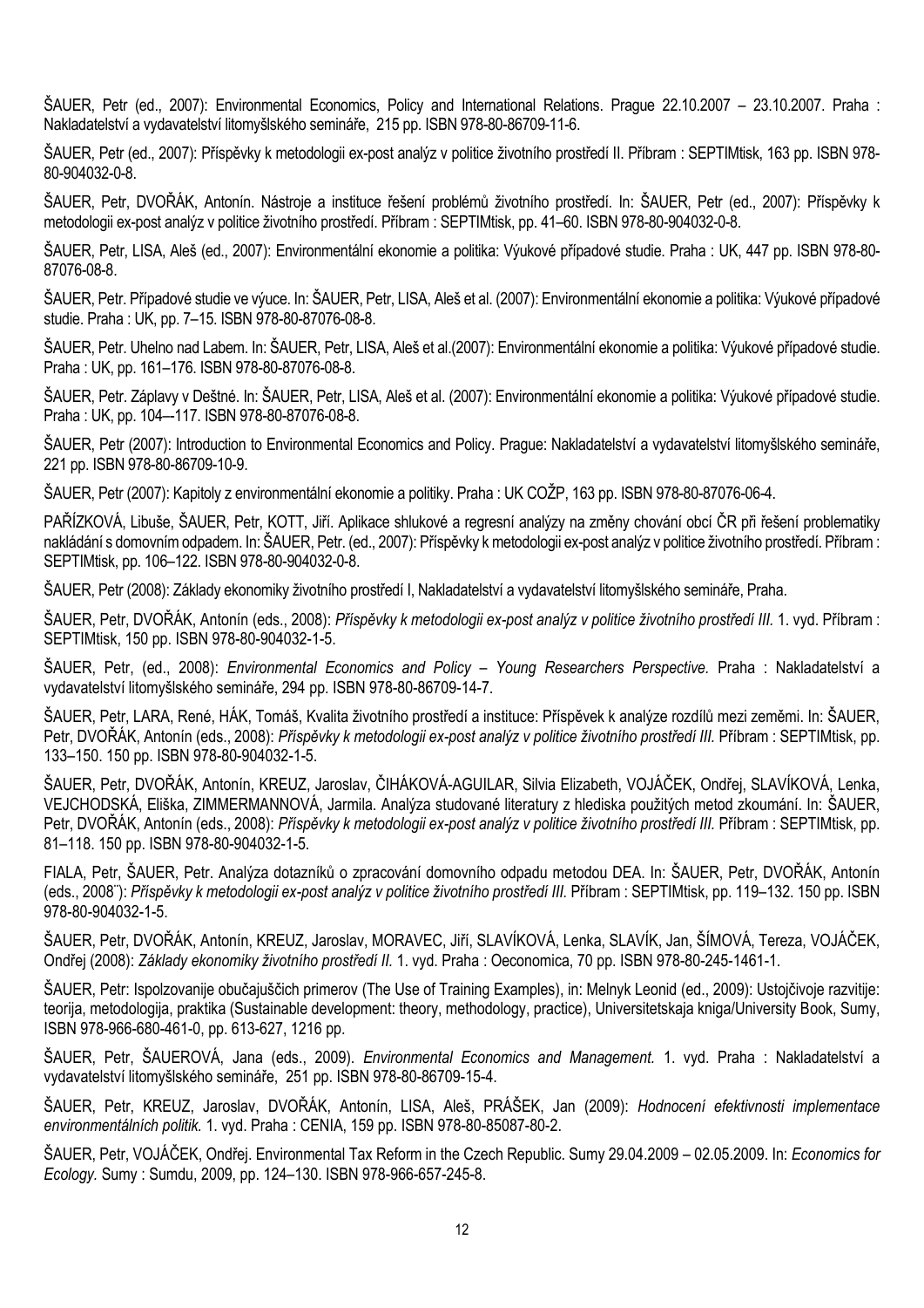ŠAUER, Petr (ed., 2007): Environmental Economics, Policy and International Relations. Prague 22.10.2007 – 23.10.2007. Praha : Nakladatelství a vydavatelství litomyšlského semináře, 215 pp. ISBN 978-80-86709-11-6.

ŠAUER, Petr (ed., 2007): Příspěvky k metodologii ex-post analýz v politice životního prostředí II. Příbram : SEPTIMtisk, 163 pp. ISBN 978-80-904032-0-8.

ŠAUER, Petr, DVOŘÁK, Antonín. Nástroje a instituce řešení problémů životního prostředí. In: ŠAUER, Petr (ed., 2007): Příspěvky k metodologii ex-post analýz v politice životního prostředí. Příbram : SEPTIMtisk, pp. 41–60. ISBN 978-80-904032-0-8.

ŠAUER, Petr, LISA, Aleš (ed., 2007): Environmentální ekonomie a politika: Výukové případové studie. Praha : UK, 447 pp. ISBN 978-80-87076-08-8.

ŠAUER, Petr. Případové studie ve výuce. In: ŠAUER, Petr, LISA, Aleš et al. (2007): Environmentální ekonomie a politika: Výukové případové studie. Praha : UK, pp. 7–15. ISBN 978-80-87076-08-8.

ŠAUER, Petr. Uhelno nad Labem. In: ŠAUER, Petr, LISA, Aleš et al.(2007): Environmentální ekonomie a politika: Výukové případové studie. Praha : UK, pp. 161–176. ISBN 978-80-87076-08-8.

ŠAUER, Petr. Záplavy v Deštné. In: ŠAUER, Petr, LISA, Aleš et al. (2007): Environmentální ekonomie a politika: Výukové případové studie. Praha : UK, pp. 104–-117. ISBN 978-80-87076-08-8.

ŠAUER, Petr (2007): Introduction to Environmental Economics and Policy. Prague: Nakladatelství a vydavatelství litomyšlského semináře, 221 pp. ISBN 978-80-86709-10-9.

ŠAUER, Petr (2007): Kapitoly z environmentální ekonomie a politiky. Praha : UK COŽP, 163 pp. ISBN 978-80-87076-06-4.

PAŘÍZKOVÁ, Libuše, ŠAUER, Petr, KOTT, Jiří. Aplikace shlukové a regresní analýzy na změny chování obcí ČR při řešení problematiky nakládání s domovním odpadem. In: ŠAUER, Petr. (ed., 2007): Příspěvky k metodologii ex-post analýz v politice životního prostředí. Příbram : SEPTIMtisk, pp. 106–122. ISBN 978-80-904032-0-8.

ŠAUER, Petr (2008): Základy ekonomiky životního prostředí I, Nakladatelství a vydavatelství litomyšlského semináře, Praha.

ŠAUER, Petr, DVOŘÁK, Antonín (eds., 2008): *Příspěvky k metodologii ex-post analýz v politice životního prostředí III.* 1. vyd. Příbram : SEPTIMtisk, 150 pp. ISBN 978-80-904032-1-5.

ŠAUER, Petr, (ed., 2008): *Environmental Economics and Policy – Young Researchers Perspective.* Praha : Nakladatelství a vydavatelství litomyšlského semináře, 294 pp. ISBN 978-80-86709-14-7.

ŠAUER, Petr, LARA, René, HÁK, Tomáš, Kvalita životního prostředí a instituce: Příspěvek k analýze rozdílů mezi zeměmi. In: ŠAUER, Petr, DVOŘÁK, Antonín (eds., 2008): *Příspěvky k metodologii ex-post analýz v politice životního prostředí III.* Příbram : SEPTIMtisk, pp. 133–150. 150 pp. ISBN 978-80-904032-1-5.

ŠAUER, Petr, DVOŘÁK, Antonín, KREUZ, Jaroslav, ČIHÁKOVÁ-AGUILAR, Silvia Elizabeth, VOJÁČEK, Ondřej, SLAVÍKOVÁ, Lenka, VEJCHODSKÁ, Eliška, ZIMMERMANNOVÁ, Jarmila. Analýza studované literatury z hlediska použitých metod zkoumání. In: ŠAUER, Petr, DVOŘÁK, Antonín (eds., 2008): *Příspěvky k metodologii ex-post analýz v politice životního prostředí III.* Příbram : SEPTIMtisk, pp. 81–118. 150 pp. ISBN 978-80-904032-1-5.

FIALA, Petr, ŠAUER, Petr. Analýza dotazníků o zpracování domovního odpadu metodou DEA. In: ŠAUER, Petr, DVOŘÁK, Antonín (eds., 2008¨): *Příspěvky k metodologii ex-post analýz v politice životního prostředí III.* Příbram : SEPTIMtisk, pp. 119–132. 150 pp. ISBN 978-80-904032-1-5.

ŠAUER, Petr, DVOŘÁK, Antonín, KREUZ, Jaroslav, MORAVEC, Jiří, SLAVÍKOVÁ, Lenka, SLAVÍK, Jan, ŠÍMOVÁ, Tereza, VOJÁČEK, Ondřej (2008): *Základy ekonomiky životního prostředí II.* 1. vyd. Praha : Oeconomica, 70 pp. ISBN 978-80-245-1461-1.

ŠAUER, Petr: Ispolzovanije obučajuščich primerov (The Use of Training Examples), in: Melnyk Leonid (ed., 2009): Ustojčivoje razvitije: teorija, metodologija, praktika (Sustainable development: theory, methodology, practice), Universitetskaja kniga/University Book, Sumy, ISBN 978-966-680-461-0, pp. 613-627, 1216 pp.

ŠAUER, Petr, ŠAUEROVÁ, Jana (eds., 2009). *Environmental Economics and Management.* 1. vyd. Praha : Nakladatelství a vydavatelství litomyšlského semináře, 251 pp. ISBN 978-80-86709-15-4.

ŠAUER, Petr, KREUZ, Jaroslav, DVOŘÁK, Antonín, LISA, Aleš, PRÁŠEK, Jan (2009): *Hodnocení efektivnosti implementace environmentálních politik.* 1. vyd. Praha : CENIA, 159 pp. ISBN 978-80-85087-80-2.

ŠAUER, Petr, VOJÁČEK, Ondřej. Environmental Tax Reform in the Czech Republic. Sumy 29.04.2009 – 02.05.2009. In: *Economics for Ecology.* Sumy : Sumdu, 2009, pp. 124–130. ISBN 978-966-657-245-8.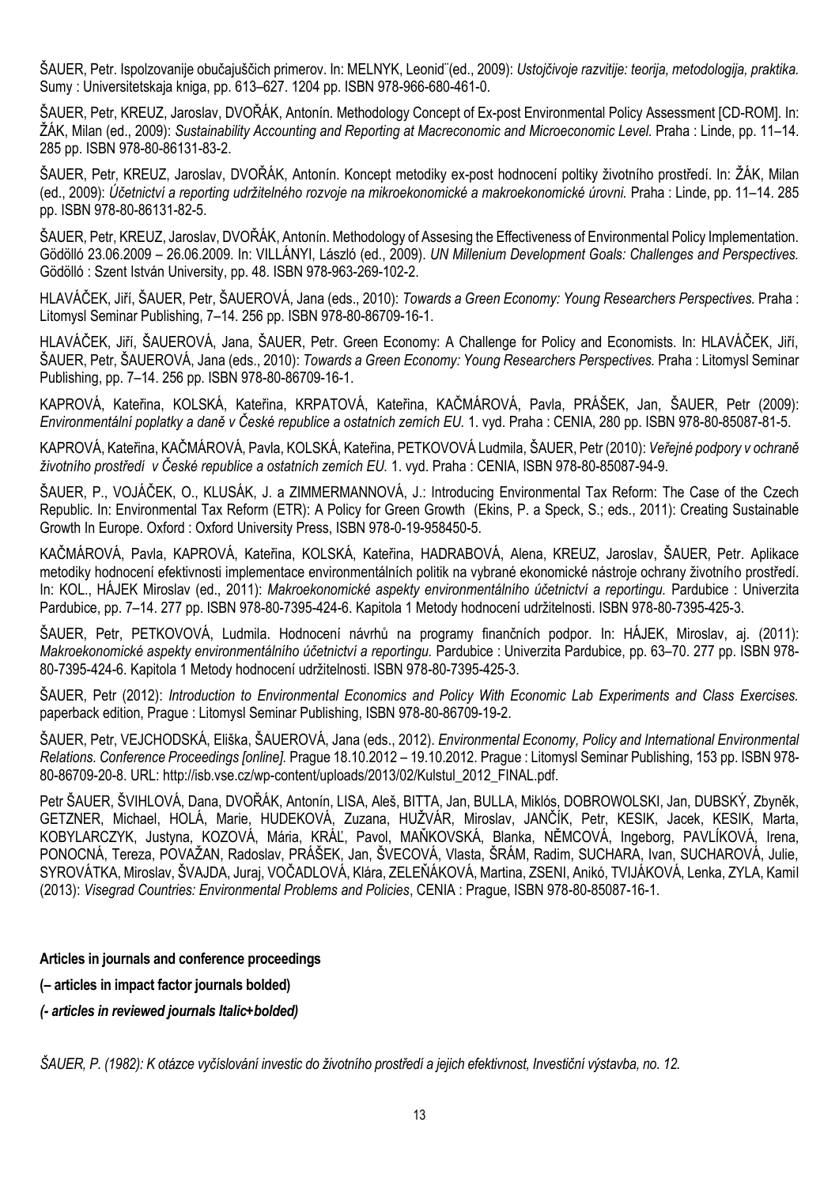ŠAUER, Petr. Ispolzovanije obučajuščich primerov. In: MELNYK, Leonid¨(ed., 2009): *Ustojčivoje razvitije: teorija, metodologija, praktika.* Sumy : Universitetskaja kniga, pp. 613–627. 1204 pp. ISBN 978-966-680-461-0.

ŠAUER, Petr, KREUZ, Jaroslav, DVOŘÁK, Antonín. Methodology Concept of Ex-post Environmental Policy Assessment [CD-ROM]. In: ŽÁK, Milan (ed., 2009): *Sustainability Accounting and Reporting at Macreconomic and Microeconomic Level.* Praha : Linde, pp. 11–14. 285 pp. ISBN 978-80-86131-83-2.

ŠAUER, Petr, KREUZ, Jaroslav, DVOŘÁK, Antonín. Koncept metodiky ex-post hodnocení poltiky životního prostředí. In: ŽÁK, Milan (ed., 2009): *Účetnictví a reporting udržitelného rozvoje na mikroekonomické a makroekonomické úrovni.* Praha : Linde, pp. 11–14. 285 pp. ISBN 978-80-86131-82-5.

ŠAUER, Petr, KREUZ, Jaroslav, DVOŘÁK, Antonín. Methodology of Assesing the Effectiveness of Environmental Policy Implementation. Gödöllö 23.06.2009 – 26.06.2009. In: VILLÁNYI, László (ed., 2009). *UN Millenium Development Goals: Challenges and Perspectives.* Gödöllö : Szent István University, pp. 48. ISBN 978-963-269-102-2.

HLAVÁČEK, Jiří, ŠAUER, Petr, ŠAUEROVÁ, Jana (eds., 2010): *Towards a Green Economy: Young Researchers Perspectives.* Praha : Litomysl Seminar Publishing, 7–14. 256 pp. ISBN 978-80-86709-16-1.

HLAVÁČEK, Jiří, ŠAUEROVÁ, Jana, ŠAUER, Petr. Green Economy: A Challenge for Policy and Economists. In: HLAVÁČEK, Jiří, ŠAUER, Petr, ŠAUEROVÁ, Jana (eds., 2010): *Towards a Green Economy: Young Researchers Perspectives.* Praha : Litomysl Seminar Publishing, pp. 7–14. 256 pp. ISBN 978-80-86709-16-1.

KAPROVÁ, Kateřina, KOLSKÁ, Kateřina, KRPATOVÁ, Kateřina, KAČMÁROVÁ, Pavla, PRÁŠEK, Jan, ŠAUER, Petr (2009): *Environmentální poplatky a daně v České republice a ostatních zemích EU.* 1. vyd. Praha : CENIA, 280 pp. ISBN 978-80-85087-81-5.

KAPROVÁ, Kateřina, KAČMÁROVÁ, Pavla, KOLSKÁ, Kateřina, PETKOVOVÁ Ludmila, ŠAUER, Petr (2010): *Veřejné podpory v ochraně životního prostředí v České republice a ostatních zemích EU.* 1. vyd. Praha : CENIA, ISBN 978-80-85087-94-9.

ŠAUER, P., VOJÁČEK, O., KLUSÁK, J. a ZIMMERMANNOVÁ, J.: Introducing Environmental Tax Reform: The Case of the Czech Republic. In: Environmental Tax Reform (ETR): A Policy for Green Growth (Ekins, P. a Speck, S.; eds., 2011): Creating Sustainable Growth In Europe. Oxford : Oxford University Press, ISBN 978-0-19-958450-5.

KAČMÁROVÁ, Pavla, KAPROVÁ, Kateřina, KOLSKÁ, Kateřina, HADRABOVÁ, Alena, KREUZ, Jaroslav, ŠAUER, Petr. Aplikace metodiky hodnocení efektivnosti implementace environmentálních politik na vybrané ekonomické nástroje ochrany životního prostředí. In: KOL., HÁJEK Miroslav (ed., 2011): *Makroekonomické aspekty environmentálního účetnictví a reportingu.* Pardubice : Univerzita Pardubice, pp. 7–14. 277 pp. ISBN 978-80-7395-424-6. Kapitola 1 Metody hodnocení udržitelnosti. ISBN 978-80-7395-425-3.

ŠAUER, Petr, PETKOVOVÁ, Ludmila. Hodnocení návrhů na programy finančních podpor. In: HÁJEK, Miroslav, aj. (2011): *Makroekonomické aspekty environmentálního účetnictví a reportingu.* Pardubice : Univerzita Pardubice, pp. 63–70. 277 pp. ISBN 978-80-7395-424-6. Kapitola 1 Metody hodnocení udržitelnosti. ISBN 978-80-7395-425-3.

ŠAUER, Petr (2012): *Introduction to Environmental Economics and Policy With Economic Lab Experiments and Class Exercises.* paperback edition, Prague : Litomysl Seminar Publishing, ISBN 978-80-86709-19-2.

ŠAUER, Petr, VEJCHODSKÁ, Eliška, ŠAUEROVÁ, Jana (eds., 2012). *Environmental Economy, Policy and International Environmental Relations. Conference Proceedings [online].* Prague 18.10.2012 – 19.10.2012. Prague : Litomysl Seminar Publishing, 153 pp. ISBN 978-80-86709-20-8. URL: http://isb.vse.cz/wp-content/uploads/2013/02/Kulstul_2012_FINAL.pdf.

Petr ŠAUER, ŠVIHLOVÁ, Dana, DVOŘÁK, Antonín, LISA, Aleš, BITTA, Jan, BULLA, Miklós, DOBROWOLSKI, Jan, DUBSKÝ, Zbyněk, GETZNER, Michael, HOLÁ, Marie, HUDEKOVÁ, Zuzana, HUŽVÁR, Miroslav, JANČÍK, Petr, KESIK, Jacek, KESIK, Marta, KOBYLARCZYK, Justyna, KOZOVÁ, Mária, KRÁĽ, Pavol, MAŇKOVSKÁ, Blanka, NĚMCOVÁ, Ingeborg, PAVLÍKOVÁ, Irena, PONOCNÁ, Tereza, POVAŽAN, Radoslav, PRÁŠEK, Jan, ŠVECOVÁ, Vlasta, ŠRÁM, Radim, SUCHARA, Ivan, SUCHAROVÁ, Julie, SYROVÁTKA, Miroslav, ŠVAJDA, Juraj, VOČADLOVÁ, Klára, ZELEŇÁKOVÁ, Martina, ZSENI, Anikó, TVIJÁKOVÁ, Lenka, ZYLA, Kamil (2013): *Visegrad Countries: Environmental Problems and Policies*, CENIA : Prague, ISBN 978-80-85087-16-1.

**Articles in journals and conference proceedings**

**(– articles in impact factor journals bolded)**

***(- articles in reviewed journals Italic+bolded)***

*ŠAUER, P. (1982): K otázce vyčíslování investic do životního prostředí a jejich efektivnost, Investiční výstavba, no. 12.*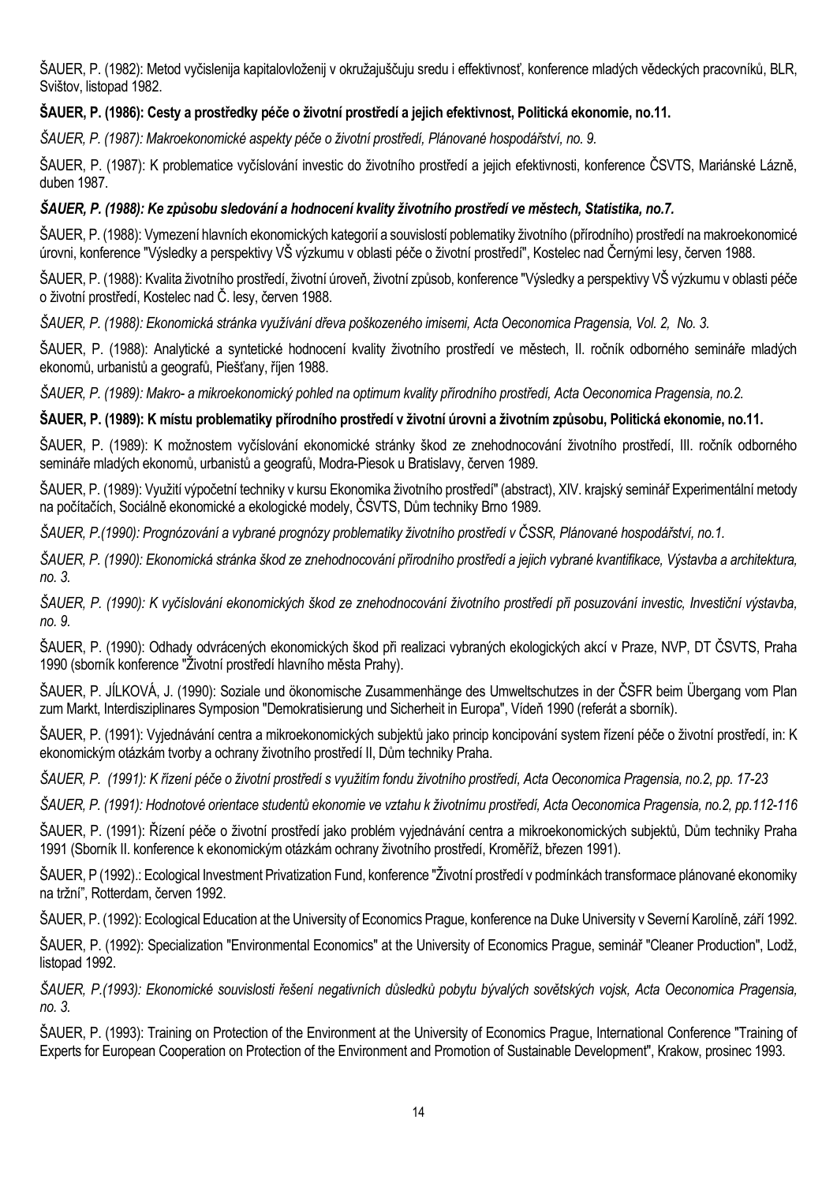ŠAUER, P. (1982): Metod vyčislenija kapitalovloženij v okružajuščuju sredu i effektivnosť, konference mladých vědeckých pracovníků, BLR, Svištov, listopad 1982.

**ŠAUER, P. (1986): Cesty a prostředky péče o životní prostředí a jejich efektivnost, Politická ekonomie, no.11.**

*ŠAUER, P. (1987): Makroekonomické aspekty péče o životní prostředí, Plánované hospodářství, no. 9.*

ŠAUER, P. (1987): K problematice vyčíslování investic do životního prostředí a jejich efektivnosti, konference ČSVTS, Mariánské Lázně, duben 1987.

***ŠAUER, P. (1988): Ke způsobu sledování a hodnocení kvality životního prostředí ve městech, Statistika, no.7.***

ŠAUER, P. (1988): Vymezení hlavních ekonomických kategorií a souvislostí poblematiky životního (přírodního) prostředí na makroekonomické úrovni, konference "Výsledky a perspektivy VŠ výzkumu v oblasti péče o životní prostředí", Kostelec nad Černými lesy, červen 1988.

ŠAUER, P. (1988): Kvalita životního prostředí, životní úroveň, životní způsob, konference "Výsledky a perspektivy VŠ výzkumu v oblasti péče o životní prostředí, Kostelec nad Č. lesy, červen 1988.

*ŠAUER, P. (1988): Ekonomická stránka využívání dřeva poškozeného imisemi, Acta Oeconomica Pragensia, Vol. 2, No. 3.*

ŠAUER, P. (1988): Analytické a syntetické hodnocení kvality životního prostředí ve městech, II. ročník odborného semináře mladých ekonomů, urbanistů a geografů, Piešťany, říjen 1988.

*ŠAUER, P. (1989): Makro- a mikroekonomický pohled na optimum kvality přírodního prostředí, Acta Oeconomica Pragensia, no.2.*

**ŠAUER, P. (1989): K místu problematiky přírodního prostředí v životní úrovni a životním způsobu, Politická ekonomie, no.11.**

ŠAUER, P. (1989): K možnostem vyčíslování ekonomické stránky škod ze znehodnocování životního prostředí, III. ročník odborného semináře mladých ekonomů, urbanistů a geografů, Modra-Piesok u Bratislavy, červen 1989.

ŠAUER, P. (1989): Využití výpočetní techniky v kursu Ekonomika životního prostředí" (abstract), XIV. krajský seminář Experimentální metody na počítačích, Sociálně ekonomické a ekologické modely, ČSVTS, Dům techniky Brno 1989.

*ŠAUER, P.(1990): Prognózování a vybrané prognózy problematiky životního prostředí v ČSSR, Plánované hospodářství, no.1.*

*ŠAUER, P. (1990): Ekonomická stránka škod ze znehodnocování přírodního prostředí a jejich vybrané kvantifikace, Výstavba a architektura, no. 3.*

*ŠAUER, P. (1990): K vyčíslování ekonomických škod ze znehodnocování životního prostředí při posuzování investic, Investiční výstavba, no. 9.*

ŠAUER, P. (1990): Odhady odvrácených ekonomických škod při realizaci vybraných ekologických akcí v Praze, NVP, DT ČSVTS, Praha 1990 (sborník konference "Životní prostředí hlavního města Prahy).

ŠAUER, P. JÍLKOVÁ, J. (1990): Soziale und ökonomische Zusammenhänge des Umweltschutzes in der ČSFR beim Übergang vom Plan zum Markt, Interdisziplinares Symposion "Demokratisierung und Sicherheit in Europa", Vídeň 1990 (referát a sborník).

ŠAUER, P. (1991): Vyjednávání centra a mikroekonomických subjektů jako princip koncipování system řízení péče o životní prostředí, in: K ekonomickým otázkám tvorby a ochrany životního prostředí II, Dům techniky Praha.

*ŠAUER, P. (1991): K řízení péče o životní prostředí s využitím fondu životního prostředí, Acta Oeconomica Pragensia, no.2, pp. 17-23*

*ŠAUER, P. (1991): Hodnotové orientace studentů ekonomie ve vztahu k životnímu prostředí, Acta Oeconomica Pragensia, no.2, pp.112-116*

ŠAUER, P. (1991): Řízení péče o životní prostředí jako problém vyjednávání centra a mikroekonomických subjektů, Dům techniky Praha 1991 (Sborník II. konference k ekonomickým otázkám ochrany životního prostředí, Kroměříž, březen 1991).

ŠAUER, P (1992).: Ecological Investment Privatization Fund, konference "Životní prostředí v podmínkách transformace plánované ekonomiky na tržní", Rotterdam, červen 1992.

ŠAUER, P. (1992): Ecological Education at the University of Economics Prague, konference na Duke University v Severní Karolíně, září 1992.

ŠAUER, P. (1992): Specialization "Environmental Economics" at the University of Economics Prague, seminář "Cleaner Production", Lodž, listopad 1992.

*ŠAUER, P.(1993): Ekonomické souvislosti řešení negativních důsledků pobytu bývalých sovětských vojsk, Acta Oeconomica Pragensia, no. 3.*

ŠAUER, P. (1993): Training on Protection of the Environment at the University of Economics Prague, International Conference "Training of Experts for European Cooperation on Protection of the Environment and Promotion of Sustainable Development", Krakow, prosinec 1993.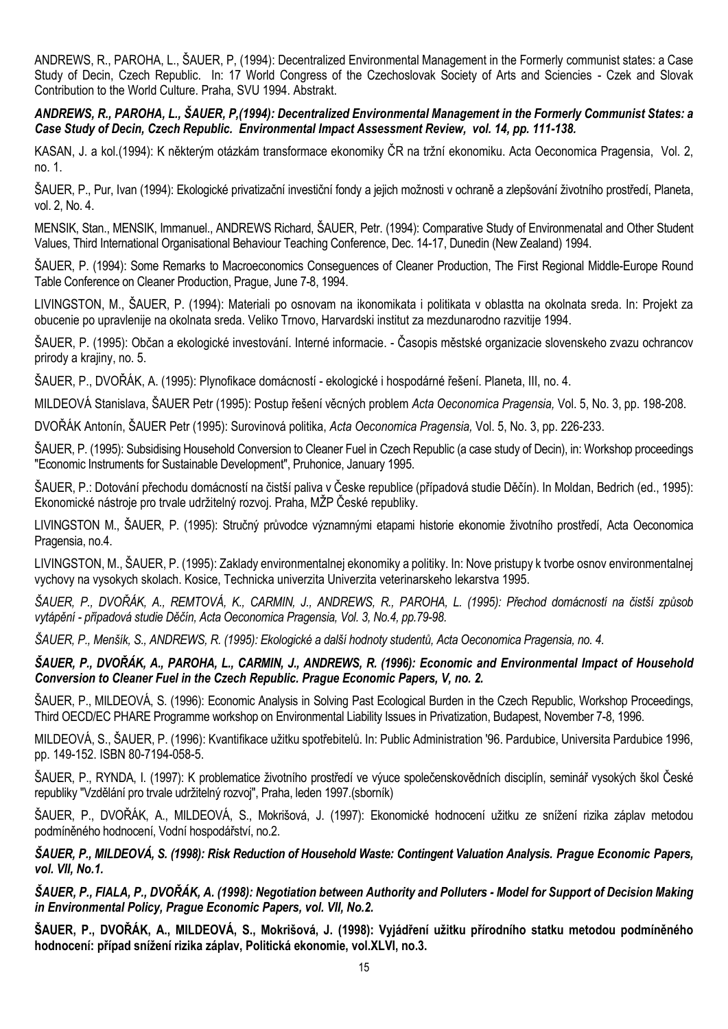ANDREWS, R., PAROHA, L., ŠAUER, P, (1994): Decentralized Environmental Management in the Formerly communist states: a Case Study of Decin, Czech Republic. In: 17 World Congress of the Czechoslovak Society of Arts and Sciencies - Czek and Slovak Contribution to the World Culture. Praha, SVU 1994. Abstrakt.

***ANDREWS, R., PAROHA, L., ŠAUER, P,(1994): Decentralized Environmental Management in the Formerly Communist States: a Case Study of Decin, Czech Republic. Environmental Impact Assessment Review, vol. 14, pp. 111-138.***

KASAN, J. a kol.(1994): K některým otázkám transformace ekonomiky ČR na tržní ekonomiku. Acta Oeconomica Pragensia, Vol. 2, no. 1.

ŠAUER, P., Pur, Ivan (1994): Ekologické privatizační investiční fondy a jejich možnosti v ochraně a zlepšování životního prostředí, Planeta, vol. 2, No. 4.

MENSIK, Stan., MENSIK, Immanuel., ANDREWS Richard, ŠAUER, Petr. (1994): Comparative Study of Environmenatal and Other Student Values, Third International Organisational Behaviour Teaching Conference, Dec. 14-17, Dunedin (New Zealand) 1994.

ŠAUER, P. (1994): Some Remarks to Macroeconomics Conseguences of Cleaner Production, The First Regional Middle-Europe Round Table Conference on Cleaner Production, Prague, June 7-8, 1994.

LIVINGSTON, M., ŠAUER, P. (1994): Materiali po osnovam na ikonomikata i politikata v oblastta na okolnata sreda. In: Projekt za obucenie po upravlenije na okolnata sreda. Veliko Trnovo, Harvardski institut za mezdunarodno razvitije 1994.

ŠAUER, P. (1995): Občan a ekologické investování. Interné informacie. - Časopis městské organizacie slovenského zvazu ochrancov prirody a krajiny, no. 5.

ŠAUER, P., DVOŘÁK, A. (1995): Plynofikace domácností - ekologické i hospodárné řešení. Planeta, III, no. 4.

MILDEOVÁ Stanislava, ŠAUER Petr (1995): Postup řešení věcných problem *Acta Oeconomica Pragensia,* Vol. 5, No. 3, pp. 198-208.

DVOŘÁK Antonín, ŠAUER Petr (1995): Surovinová politika, *Acta Oeconomica Pragensia,* Vol. 5, No. 3, pp. 226-233.

ŠAUER, P. (1995): Subsidising Household Conversion to Cleaner Fuel in Czech Republic (a case study of Decin), in: Workshop proceedings "Economic Instruments for Sustainable Development", Pruhonice, January 1995.

ŠAUER, P.: Dotování přechodu domácností na čistší paliva v Česke republice (případová studie Děčín). In Moldan, Bedrich (ed., 1995): Ekonomické nástroje pro trvale udržitelný rozvoj. Praha, MŽP České republiky.

LIVINGSTON M., ŠAUER, P. (1995): Stručný průvodce významnými etapami historie ekonomie životního prostředí, Acta Oeconomica Pragensia, no.4.

LIVINGSTON, M., ŠAUER, P. (1995): Zaklady environmentalnej ekonomiky a politiky. In: Nove pristupy k tvorbe osnov environmentalnej vychovy na vysokych skolach. Kosice, Technicka univerzita Univerzita veterinarskeho lekarstva 1995.

*ŠAUER, P., DVOŘÁK, A., REMTOVÁ, K., CARMIN, J., ANDREWS, R., PAROHA, L. (1995): Přechod domácností na čistší způsob vytápění - případová studie Děčín, Acta Oeconomica Pragensia, Vol. 3, No.4, pp.79-98.*

*ŠAUER, P., Menšík, S., ANDREWS, R. (1995): Ekologické a další hodnoty studentů, Acta Oeconomica Pragensia, no. 4.*

***ŠAUER, P., DVOŘÁK, A., PAROHA, L., CARMIN, J., ANDREWS, R. (1996): Economic and Environmental Impact of Household Conversion to Cleaner Fuel in the Czech Republic. Prague Economic Papers, V, no. 2.***

ŠAUER, P., MILDEOVÁ, S. (1996): Economic Analysis in Solving Past Ecological Burden in the Czech Republic, Workshop Proceedings, Third OECD/EC PHARE Programme workshop on Environmental Liability Issues in Privatization, Budapest, November 7-8, 1996.

MILDEOVÁ, S., ŠAUER, P. (1996): Kvantifikace užitku spotřebitelů. In: Public Administration '96. Pardubice, Universita Pardubice 1996, pp. 149-152. ISBN 80-7194-058-5.

ŠAUER, P., RYNDA, I. (1997): K problematice životního prostředí ve výuce společenskovědních disciplín, seminář vysokých škol České republiky "Vzdělání pro trvale udržitelný rozvoj", Praha, leden 1997.(sborník)

ŠAUER, P., DVOŘÁK, A., MILDEOVÁ, S., Mokrišová, J. (1997): Ekonomické hodnocení užitku ze snížení rizika záplav metodou podmíněného hodnocení, Vodní hospodářství, no.2.

***ŠAUER, P., MILDEOVÁ, S. (1998): Risk Reduction of Household Waste: Contingent Valuation Analysis. Prague Economic Papers, vol. VII, No.1.***

***ŠAUER, P., FIALA, P., DVOŘÁK, A. (1998): Negotiation between Authority and Polluters - Model for Support of Decision Making in Environmental Policy, Prague Economic Papers, vol. VII, No.2.***

**ŠAUER, P., DVOŘÁK, A., MILDEOVÁ, S., Mokrišová, J. (1998): Vyjádření užitku přírodního statku metodou podmíněného hodnocení: případ snížení rizika záplav, Politická ekonomie, vol.XLVI, no.3.**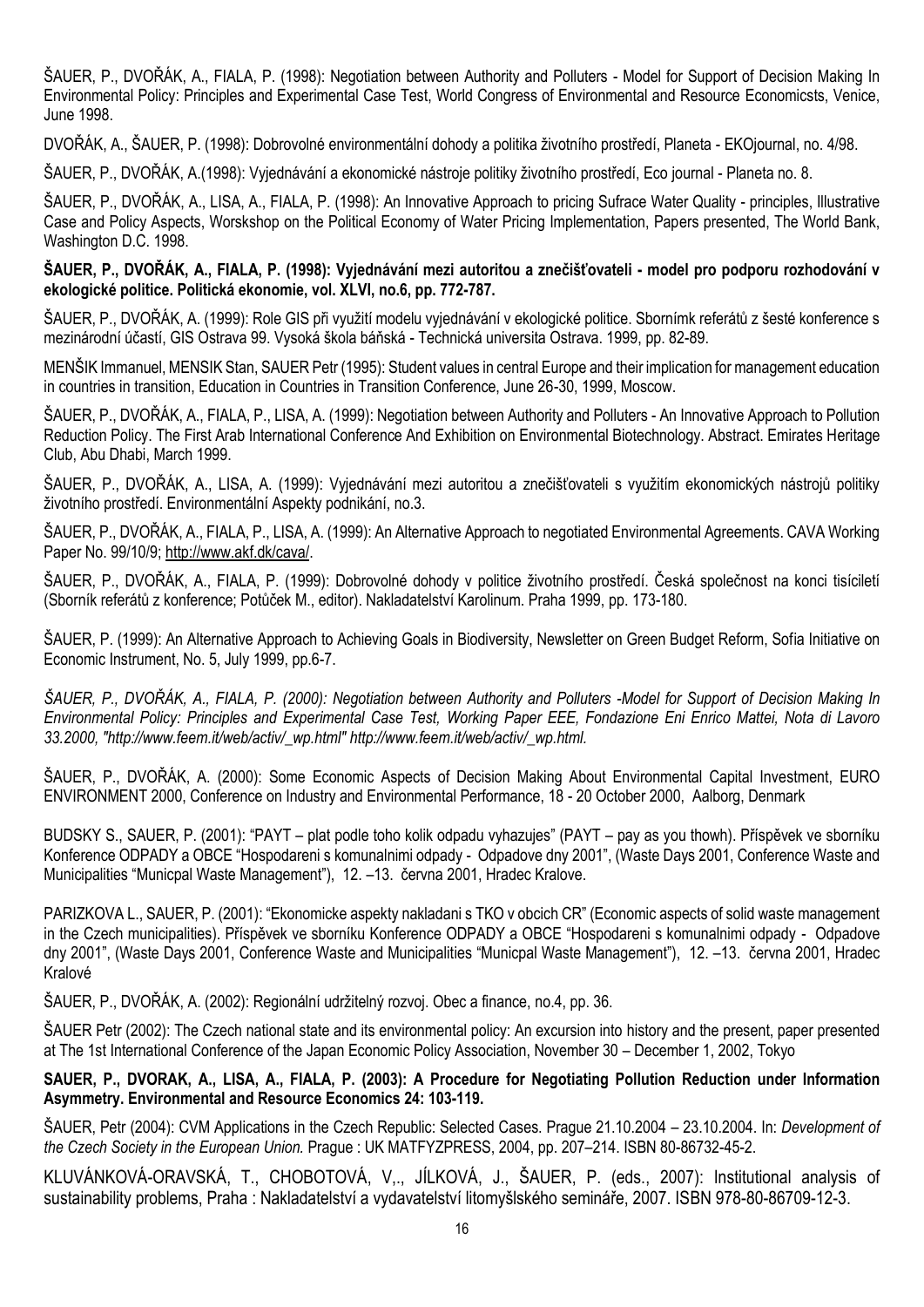ŠAUER, P., DVOŘÁK, A., FIALA, P. (1998): Negotiation between Authority and Polluters - Model for Support of Decision Making In Environmental Policy: Principles and Experimental Case Test, World Congress of Environmental and Resource Economicsts, Venice, June 1998.

DVOŘÁK, A., ŠAUER, P. (1998): Dobrovolné environmentální dohody a politika životního prostředí, Planeta - EKOjournal, no. 4/98.

ŠAUER, P., DVOŘÁK, A.(1998): Vyjednávání a ekonomické nástroje politiky životního prostředí, Eco journal - Planeta no. 8.

ŠAUER, P., DVOŘÁK, A., LISA, A., FIALA, P. (1998): An Innovative Approach to pricing Sufrace Water Quality - principles, Illustrative Case and Policy Aspects, Worskshop on the Political Economy of Water Pricing Implementation, Papers presented, The World Bank, Washington D.C. 1998.

**ŠAUER, P., DVOŘÁK, A., FIALA, P. (1998): Vyjednávání mezi autoritou a znečišťovateli - model pro podporu rozhodování v ekologické politice. Politická ekonomie, vol. XLVI, no.6, pp. 772-787.**

ŠAUER, P., DVOŘÁK, A. (1999): Role GIS při využití modelu vyjednávání v ekologické politice. Sbornímk referátů z šesté konference s mezinárodní účastí, GIS Ostrava 99. Vysoká škola báňská - Technická universita Ostrava. 1999, pp. 82-89.

MENŠIK Immanuel, MENSIK Stan, SAUER Petr (1995): Student values in central Europe and their implication for management education in countries in transition, Education in Countries in Transition Conference, June 26-30, 1999, Moscow.

ŠAUER, P., DVOŘÁK, A., FIALA, P., LISA, A. (1999): Negotiation between Authority and Polluters - An Innovative Approach to Pollution Reduction Policy. The First Arab International Conference And Exhibition on Environmental Biotechnology. Abstract. Emirates Heritage Club, Abu Dhabi, March 1999.

ŠAUER, P., DVOŘÁK, A., LISA, A. (1999): Vyjednávání mezi autoritou a znečišťovateli s využitím ekonomických nástrojů politiky životního prostředí. Environmentální Aspekty podnikání, no.3.

ŠAUER, P., DVOŘÁK, A., FIALA, P., LISA, A. (1999): An Alternative Approach to negotiated Environmental Agreements. CAVA Working Paper No. 99/10/9; http://www.akf.dk/cava/.

ŠAUER, P., DVOŘÁK, A., FIALA, P. (1999): Dobrovolné dohody v politice životního prostředí. Česká společnost na konci tisíciletí (Sborník referátů z konference; Potůček M., editor). Nakladatelství Karolinum. Praha 1999, pp. 173-180.

ŠAUER, P. (1999): An Alternative Approach to Achieving Goals in Biodiversity, Newsletter on Green Budget Reform, Sofia Initiative on Economic Instrument, No. 5, July 1999, pp.6-7.

*ŠAUER, P., DVOŘÁK, A., FIALA, P. (2000): Negotiation between Authority and Polluters -Model for Support of Decision Making In Environmental Policy: Principles and Experimental Case Test, Working Paper EEE, Fondazione Eni Enrico Mattei, Nota di Lavoro 33.2000, "http://www.feem.it/web/activ/_wp.html" http://www.feem.it/web/activ/_wp.html.*

ŠAUER, P., DVOŘÁK, A. (2000): Some Economic Aspects of Decision Making About Environmental Capital Investment, EURO ENVIRONMENT 2000, Conference on Industry and Environmental Performance, 18 - 20 October 2000, Aalborg, Denmark

BUDSKY S., SAUER, P. (2001): "PAYT – plat podle toho kolik odpadu vyhazujes" (PAYT – pay as you thowh). Příspěvek ve sborníku Konference ODPADY a OBCE "Hospodareni s komunalnimi odpady - Odpadove dny 2001", (Waste Days 2001, Conference Waste and Municipalities "Municpal Waste Management"), 12. –13. června 2001, Hradec Kralove.

PARIZKOVA L., SAUER, P. (2001): "Ekonomicke aspekty nakladani s TKO v obcich CR" (Economic aspects of solid waste management in the Czech municipalities). Příspěvek ve sborníku Konference ODPADY a OBCE "Hospodareni s komunalnimi odpady - Odpadove dny 2001", (Waste Days 2001, Conference Waste and Municipalities "Municpal Waste Management"), 12. –13. června 2001, Hradec Kralové

ŠAUER, P., DVOŘÁK, A. (2002): Regionální udržitelný rozvoj. Obec a finance, no.4, pp. 36.

ŠAUER Petr (2002): The Czech national state and its environmental policy: An excursion into history and the present, paper presented at The 1st International Conference of the Japan Economic Policy Association, November 30 – December 1, 2002, Tokyo

**SAUER, P., DVORAK, A., LISA, A., FIALA, P. (2003): A Procedure for Negotiating Pollution Reduction under Information Asymmetry. Environmental and Resource Economics 24: 103-119.**

ŠAUER, Petr (2004): CVM Applications in the Czech Republic: Selected Cases. Prague 21.10.2004 – 23.10.2004. In: *Development of the Czech Society in the European Union.* Prague : UK MATFYZPRESS, 2004, pp. 207–214. ISBN 80-86732-45-2.

KLUVÁNKOVÁ-ORAVSKÁ, T., CHOBOTOVÁ, V,., JÍLKOVÁ, J., ŠAUER, P. (eds., 2007): Institutional analysis of sustainability problems, Praha : Nakladatelství a vydavatelství litomyšlského semináře, 2007. ISBN 978-80-86709-12-3.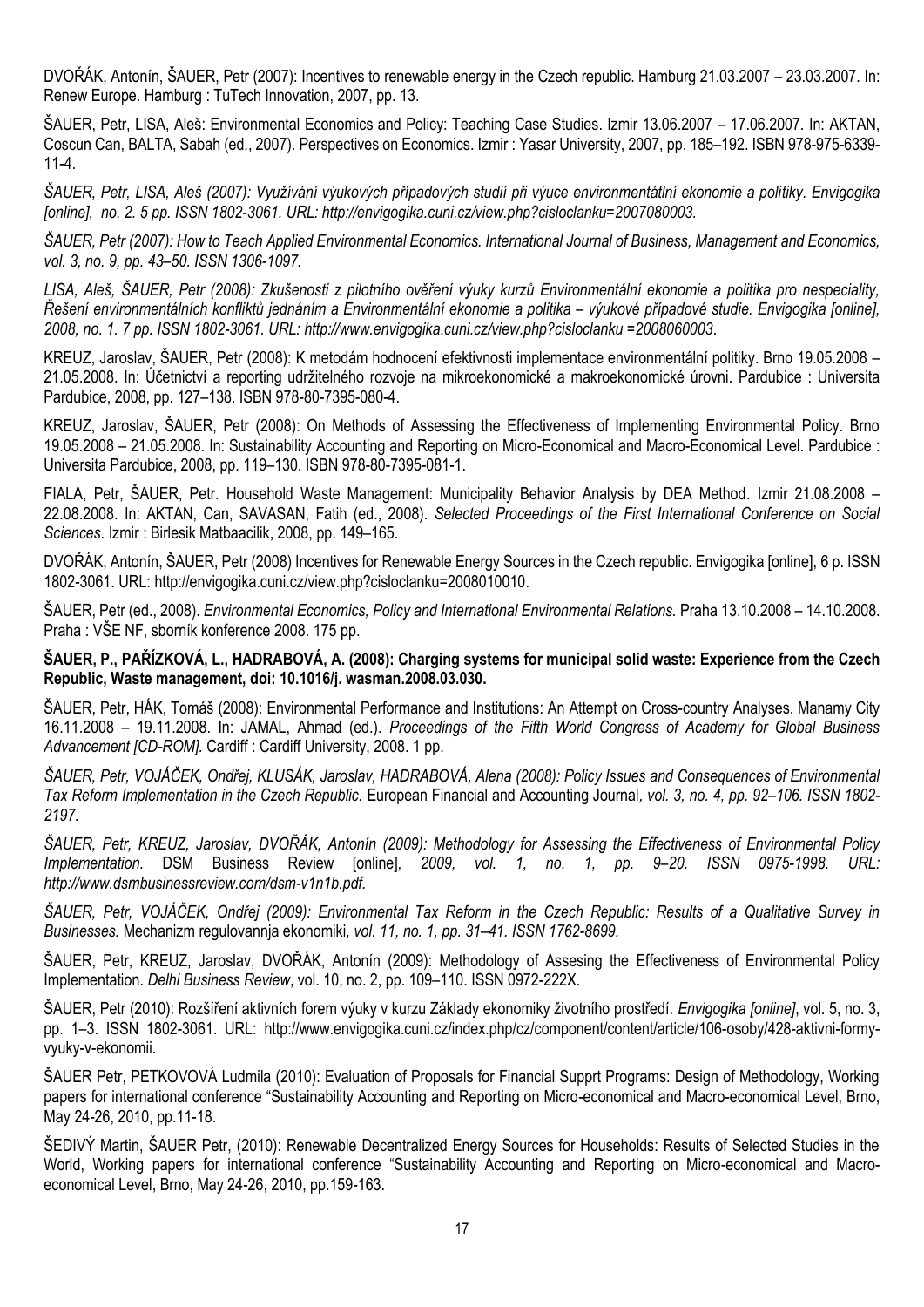DVOŘÁK, Antonín, ŠAUER, Petr (2007): Incentives to renewable energy in the Czech republic. Hamburg 21.03.2007 – 23.03.2007. In: Renew Europe. Hamburg : TuTech Innovation, 2007, pp. 13.

ŠAUER, Petr, LISA, Aleš: Environmental Economics and Policy: Teaching Case Studies. Izmir 13.06.2007 – 17.06.2007. In: AKTAN, Coscun Can, BALTA, Sabah (ed., 2007). Perspectives on Economics. Izmir : Yasar University, 2007, pp. 185–192. ISBN 978-975-6339-11-4.

*ŠAUER, Petr, LISA, Aleš (2007): Využívání výukových případových studií při výuce environmentátlní ekonomie a politiky. Envigogika [online], no. 2. 5 pp. ISSN 1802-3061. URL: http://envigogika.cuni.cz/view.php?cisloclanku=2007080003.*

*ŠAUER, Petr (2007): How to Teach Applied Environmental Economics. International Journal of Business, Management and Economics, vol. 3, no. 9, pp. 43–50. ISSN 1306-1097.*

*LISA, Aleš, ŠAUER, Petr (2008): Zkušenosti z pilotního ověření výuky kurzů Environmentální ekonomie a politika pro nespeciality, Řešení environmentálních konfliktů jednáním a Environmentální ekonomie a politika – výukové případové studie. Envigogika [online], 2008, no. 1. 7 pp. ISSN 1802-3061. URL: http://www.envigogika.cuni.cz/view.php?cisloclanku =2008060003.*

KREUZ, Jaroslav, ŠAUER, Petr (2008): K metodám hodnocení efektivnosti implementace environmentální politiky. Brno 19.05.2008 – 21.05.2008. In: Účetnictví a reporting udržitelného rozvoje na mikroekonomické a makroekonomické úrovni. Pardubice : Universita Pardubice, 2008, pp. 127–138. ISBN 978-80-7395-080-4.

KREUZ, Jaroslav, ŠAUER, Petr (2008): On Methods of Assessing the Effectiveness of Implementing Environmental Policy. Brno 19.05.2008 – 21.05.2008. In: Sustainability Accounting and Reporting on Micro-Economical and Macro-Economical Level. Pardubice : Universita Pardubice, 2008, pp. 119–130. ISBN 978-80-7395-081-1.

FIALA, Petr, ŠAUER, Petr. Household Waste Management: Municipality Behavior Analysis by DEA Method. Izmir 21.08.2008 – 22.08.2008. In: AKTAN, Can, SAVASAN, Fatih (ed., 2008). *Selected Proceedings of the First International Conference on Social Sciences.* Izmir : Birlesik Matbaacilik, 2008, pp. 149–165.

DVOŘÁK, Antonín, ŠAUER, Petr (2008) Incentives for Renewable Energy Sources in the Czech republic. Envigogika [online], 6 p. ISSN 1802-3061. URL: http://envigogika.cuni.cz/view.php?cisloclanku=2008010010.

ŠAUER, Petr (ed., 2008). *Environmental Economics, Policy and International Environmental Relations.* Praha 13.10.2008 – 14.10.2008. Praha : VŠE NF, sborník konference 2008. 175 pp.

**ŠAUER, P., PAŘÍZKOVÁ, L., HADRABOVÁ, A. (2008): Charging systems for municipal solid waste: Experience from the Czech Republic, Waste management, doi: 10.1016/j. wasman.2008.03.030.**

ŠAUER, Petr, HÁK, Tomáš (2008): Environmental Performance and Institutions: An Attempt on Cross-country Analyses. Manamy City 16.11.2008 – 19.11.2008. In: JAMAL, Ahmad (ed.). *Proceedings of the Fifth World Congress of Academy for Global Business Advancement [CD-ROM].* Cardiff : Cardiff University, 2008. 1 pp.

*ŠAUER, Petr, VOJÁČEK, Ondřej, KLUSÁK, Jaroslav, HADRABOVÁ, Alena (2008): Policy Issues and Consequences of Environmental Tax Reform Implementation in the Czech Republic.* European Financial and Accounting Journal*, vol. 3, no. 4, pp. 92–106. ISSN 1802-2197.*

*ŠAUER, Petr, KREUZ, Jaroslav, DVOŘÁK, Antonín (2009): Methodology for Assessing the Effectiveness of Environmental Policy Implementation.* DSM Business Review [online]*, 2009, vol. 1, no. 1, pp. 9–20. ISSN 0975-1998. URL: http://www.dsmbusinessreview.com/dsm-v1n1b.pdf.*

*ŠAUER, Petr, VOJÁČEK, Ondřej (2009): Environmental Tax Reform in the Czech Republic: Results of a Qualitative Survey in Businesses.* Mechanizm regulovannja ekonomiki*, vol. 11, no. 1, pp. 31–41. ISSN 1762-8699.*

ŠAUER, Petr, KREUZ, Jaroslav, DVOŘÁK, Antonín (2009): Methodology of Assesing the Effectiveness of Environmental Policy Implementation. *Delhi Business Review*, vol. 10, no. 2, pp. 109–110. ISSN 0972-222X.

ŠAUER, Petr (2010): Rozšíření aktivních forem výuky v kurzu Základy ekonomiky životního prostředí. *Envigogika [online]*, vol. 5, no. 3, pp. 1–3. ISSN 1802-3061. URL: http://www.envigogika.cuni.cz/index.php/cz/component/content/article/106-osoby/428-aktivni-formy-vyuky-v-ekonomii.

ŠAUER Petr, PETKOVOVÁ Ludmila (2010): Evaluation of Proposals for Financial Supprt Programs: Design of Methodology, Working papers for international conference "Sustainability Accounting and Reporting on Micro-economical and Macro-economical Level, Brno, May 24-26, 2010, pp.11-18.

ŠEDIVÝ Martin, ŠAUER Petr, (2010): Renewable Decentralized Energy Sources for Households: Results of Selected Studies in the World, Working papers for international conference "Sustainability Accounting and Reporting on Micro-economical and Macro-economical Level, Brno, May 24-26, 2010, pp.159-163.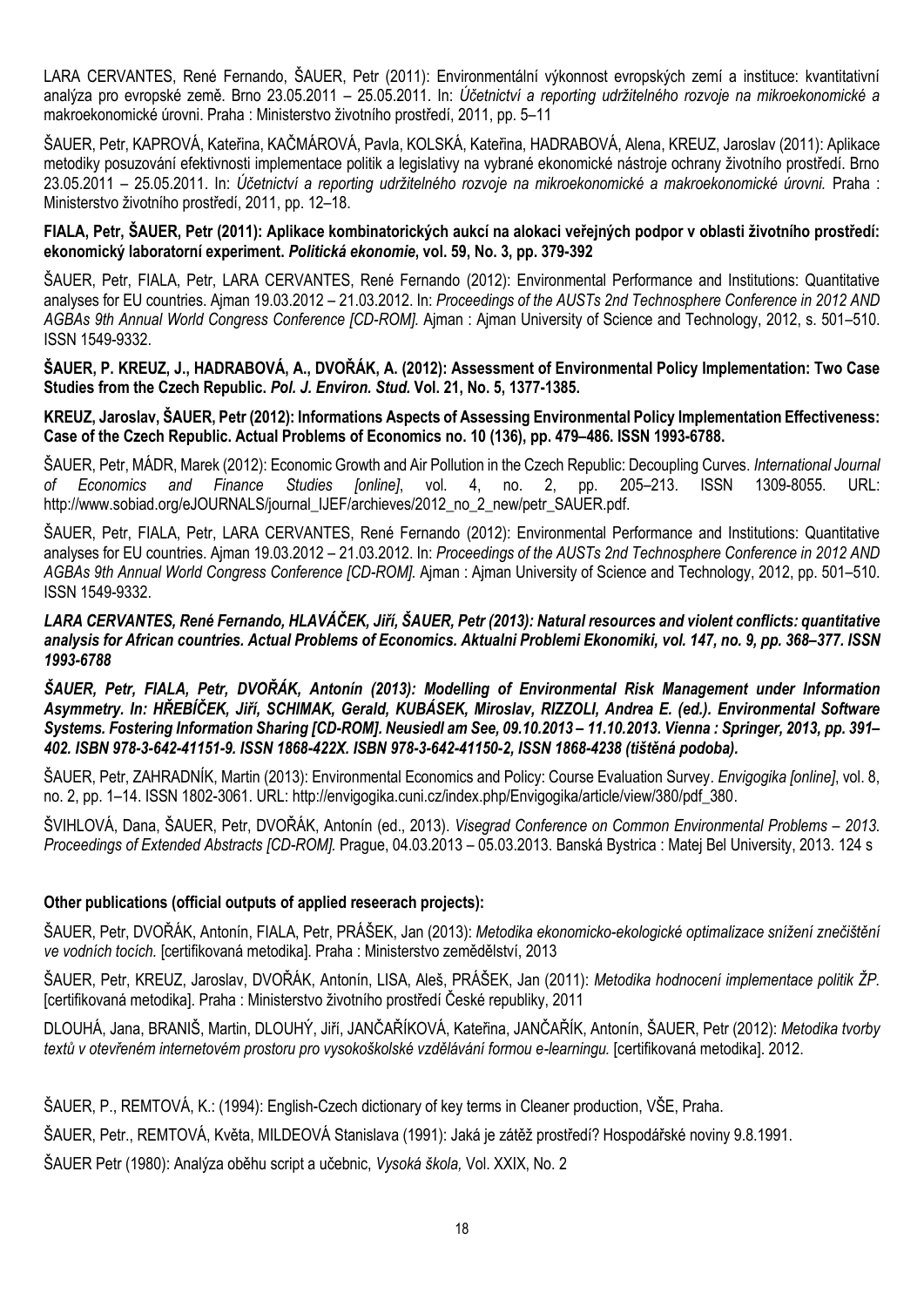LARA CERVANTES, René Fernando, ŠAUER, Petr (2011): Environmentální výkonnost evropských zemí a instituce: kvantitativní analýza pro evropské země. Brno 23.05.2011 – 25.05.2011. In: *Účetnictví a reporting udržitelného rozvoje na mikroekonomické a* makroekonomické úrovni. Praha : Ministerstvo životního prostředí, 2011, pp. 5–11

ŠAUER, Petr, KAPROVÁ, Kateřina, KAČMÁROVÁ, Pavla, KOLSKÁ, Kateřina, HADRABOVÁ, Alena, KREUZ, Jaroslav (2011): Aplikace metodiky posuzování efektivnosti implementace politik a legislativy na vybrané ekonomické nástroje ochrany životního prostředí. Brno 23.05.2011 – 25.05.2011. In: *Účetnictví a reporting udržitelného rozvoje na mikroekonomické a makroekonomické úrovni.* Praha : Ministerstvo životního prostředí, 2011, pp. 12–18.

**FIALA, Petr, ŠAUER, Petr (2011): Aplikace kombinatorických aukcí na alokaci veřejných podpor v oblasti životního prostředí: ekonomický laboratorní experiment. *Politická ekonomie*, vol. 59, No. 3, pp. 379-392**

ŠAUER, Petr, FIALA, Petr, LARA CERVANTES, René Fernando (2012): Environmental Performance and Institutions: Quantitative analyses for EU countries. Ajman 19.03.2012 – 21.03.2012. In: *Proceedings of the AUSTs 2nd Technosphere Conference in 2012 AND AGBAs 9th Annual World Congress Conference [CD-ROM].* Ajman : Ajman University of Science and Technology, 2012, s. 501–510. ISSN 1549-9332.

**ŠAUER, P. KREUZ, J., HADRABOVÁ, A., DVOŘÁK, A. (2012): Assessment of Environmental Policy Implementation: Two Case Studies from the Czech Republic. *Pol. J. Environ. Stud.* Vol. 21, No. 5, 1377-1385.**

**KREUZ, Jaroslav, ŠAUER, Petr (2012): Informations Aspects of Assessing Environmental Policy Implementation Effectiveness: Case of the Czech Republic. Actual Problems of Economics no. 10 (136), pp. 479–486. ISSN 1993-6788.**

ŠAUER, Petr, MÁDR, Marek (2012): Economic Growth and Air Pollution in the Czech Republic: Decoupling Curves. *International Journal of Economics and Finance Studies [online]*, vol. 4, no. 2, pp. 205–213. ISSN 1309-8055. URL: http://www.sobiad.org/eJOURNALS/journal_IJEF/archieves/2012_no_2_new/petr_SAUER.pdf.

ŠAUER, Petr, FIALA, Petr, LARA CERVANTES, René Fernando (2012): Environmental Performance and Institutions: Quantitative analyses for EU countries. Ajman 19.03.2012 – 21.03.2012. In: *Proceedings of the AUSTs 2nd Technosphere Conference in 2012 AND AGBAs 9th Annual World Congress Conference [CD-ROM].* Ajman : Ajman University of Science and Technology, 2012, pp. 501–510. ISSN 1549-9332.

***LARA CERVANTES, René Fernando, HLAVÁČEK, Jiří, ŠAUER, Petr (2013): Natural resources and violent conflicts: quantitative analysis for African countries. Actual Problems of Economics. Aktualni Problemi Ekonomiki, vol. 147, no. 9, pp. 368–377. ISSN 1993-6788***

***ŠAUER, Petr, FIALA, Petr, DVOŘÁK, Antonín (2013): Modelling of Environmental Risk Management under Information Asymmetry. In: HŘEBÍČEK, Jiří, SCHIMAK, Gerald, KUBÁSEK, Miroslav, RIZZOLI, Andrea E. (ed.). Environmental Software Systems. Fostering Information Sharing [CD-ROM]. Neusiedl am See, 09.10.2013 – 11.10.2013. Vienna : Springer, 2013, pp. 391–402. ISBN 978-3-642-41151-9. ISSN 1868-422X. ISBN 978-3-642-41150-2, ISSN 1868-4238 (tištěná podoba).***

ŠAUER, Petr, ZAHRADNÍK, Martin (2013): Environmental Economics and Policy: Course Evaluation Survey. *Envigogika [online]*, vol. 8, no. 2, pp. 1–14. ISSN 1802-3061. URL: http://envigogika.cuni.cz/index.php/Envigogika/article/view/380/pdf_380.

ŠVIHLOVÁ, Dana, ŠAUER, Petr, DVOŘÁK, Antonín (ed., 2013). *Visegrad Conference on Common Environmental Problems – 2013. Proceedings of Extended Abstracts [CD-ROM].* Prague, 04.03.2013 – 05.03.2013. Banská Bystrica : Matej Bel University, 2013. 124 s

**Other publications (official outputs of applied reseearch projects):**

ŠAUER, Petr, DVOŘÁK, Antonín, FIALA, Petr, PRÁŠEK, Jan (2013): *Metodika ekonomicko-ekologické optimalizace snížení znečištění ve vodních tocích.* [certifikovaná metodika]. Praha : Ministerstvo zemědělství, 2013

ŠAUER, Petr, KREUZ, Jaroslav, DVOŘÁK, Antonín, LISA, Aleš, PRÁŠEK, Jan (2011): *Metodika hodnocení implementace politik ŽP.* [certifikovaná metodika]. Praha : Ministerstvo životního prostředí České republiky, 2011

DLOUHÁ, Jana, BRANIŠ, Martin, DLOUHÝ, Jiří, JANČAŘÍKOVÁ, Kateřina, JANČAŘÍK, Antonín, ŠAUER, Petr (2012): *Metodika tvorby textů v otevřeném internetovém prostoru pro vysokoškolské vzdělávání formou e-learningu.* [certifikovaná metodika]. 2012.

ŠAUER, P., REMTOVÁ, K.: (1994): English-Czech dictionary of key terms in Cleaner production, VŠE, Praha.

ŠAUER, Petr., REMTOVÁ, Květa, MILDEOVÁ Stanislava (1991): Jaká je zátěž prostředí? Hospodářské noviny 9.8.1991.

ŠAUER Petr (1980): Analýza oběhu script a učebnic, *Vysoká škola,* Vol. XXIX, No. 2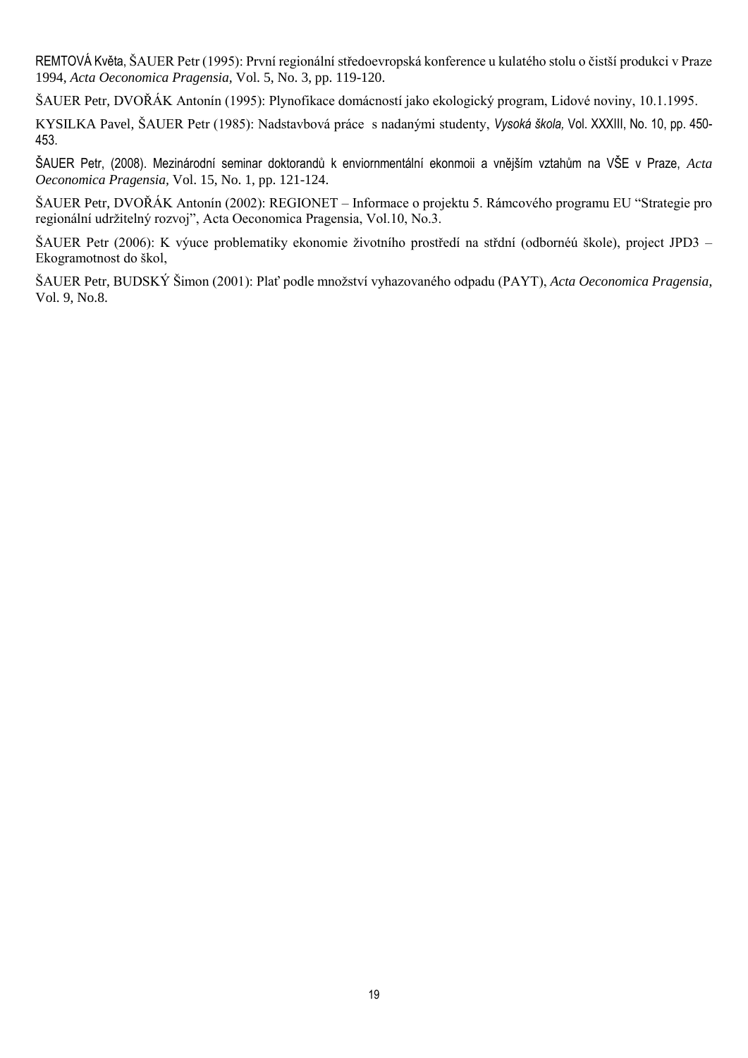REMTOVÁ Květa, ŠAUER Petr (1995): První regionální středoevropská konference u kulatého stolu o čistší produkci v Praze 1994, *Acta Oeconomica Pragensia,* Vol. 5, No. 3, pp. 119-120.

ŠAUER Petr, DVOŘÁK Antonín (1995): Plynofikace domácností jako ekologický program, Lidové noviny, 10.1.1995.

KYSILKA Pavel, ŠAUER Petr (1985): Nadstavbová práce s nadanými studenty, *Vysoká škola,* Vol. XXXIII, No. 10, pp. 450-453.

ŠAUER Petr, (2008). Mezinárodní seminar doktorandů k enviornmentální ekonmoii a vnějším vztahům na VŠE v Praze, *Acta Oeconomica Pragensia,* Vol. 15, No. 1, pp. 121-124.

ŠAUER Petr, DVOŘÁK Antonín (2002): REGIONET – Informace o projektu 5. Rámcového programu EU "Strategie pro regionální udržitelný rozvoj", Acta Oeconomica Pragensia, Vol.10, No.3.

ŠAUER Petr (2006): K výuce problematiky ekonomie životního prostředí na střdní (odbornéú škole), project JPD3 – Ekogramotnost do škol,

ŠAUER Petr, BUDSKÝ Šimon (2001): Plať podle množství vyhazovaného odpadu (PAYT), *Acta Oeconomica Pragensia*, Vol. 9, No.8.